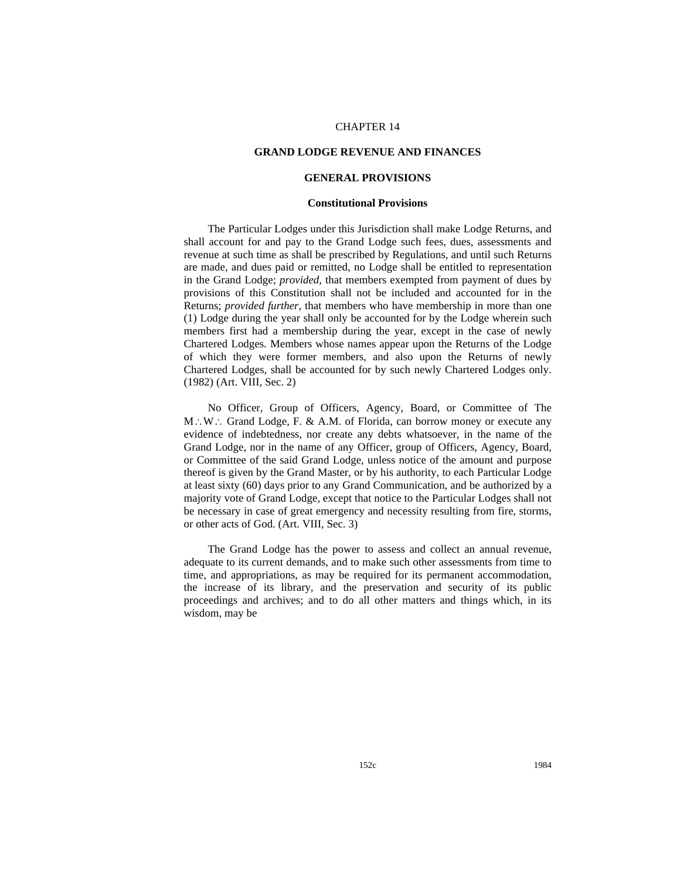CHAPTER 14

# GRAND LODGE REVENUE AND FINANCES

## GENERAL PROVISIONS

### Constitutional Provisions

The Particular Lodges under this Jurisdiction shall make Lodge Returns, and shall account for and pay to the Grand Lodge such fees, dues, assessments and revenue at such time as shall be prescribed by Regulations, and until such Returns are made, and dues paid or remitted, no Lodge shall be entitled to representation in the Grand Lodge; *provided,* that members exempted from payment of dues by provisions of this Constitution shall not be included and accounted for in the Returns; *provided further,* that members who have membership in more than one (1) Lodge during the year shall only be accounted for by the Lodge wherein such members first had a membership during the year, except in the case of newly Chartered Lodges. Members whose names appear upon the Returns of the Lodge of which they were former members, and also upon the Returns of newly Chartered Lodges, shall be accounted for by such newly Chartered Lodges only. (1982) (Art. VIII, Sec. 2)

No Officer, Group of Officers, Agency, Board, or Committee of The M∴W∴ Grand Lodge, F. & A.M. of Florida, can borrow money or execute any evidence of indebtedness, nor create any debts whatsoever, in the name of the Grand Lodge, nor in the name of any Officer, group of Officers, Agency, Board, or Committee of the said Grand Lodge, unless notice of the amount and purpose thereof is given by the Grand Master, or by his authority, to each Particular Lodge at least sixty (60) days prior to any Grand Communication, and be authorized by a majority vote of Grand Lodge, except that notice to the Particular Lodges shall not be necessary in case of great emergency and necessity resulting from fire, storms, or other acts of God. (Art. VIII, Sec. 3)

The Grand Lodge has the power to assess and collect an annual revenue, adequate to its current demands, and to make such other assessments from time to time, and appropriations, as may be required for its permanent accommodation, the increase of its library, and the preservation and security of its public proceedings and archives; and to do all other matters and things which, in its wisdom, may be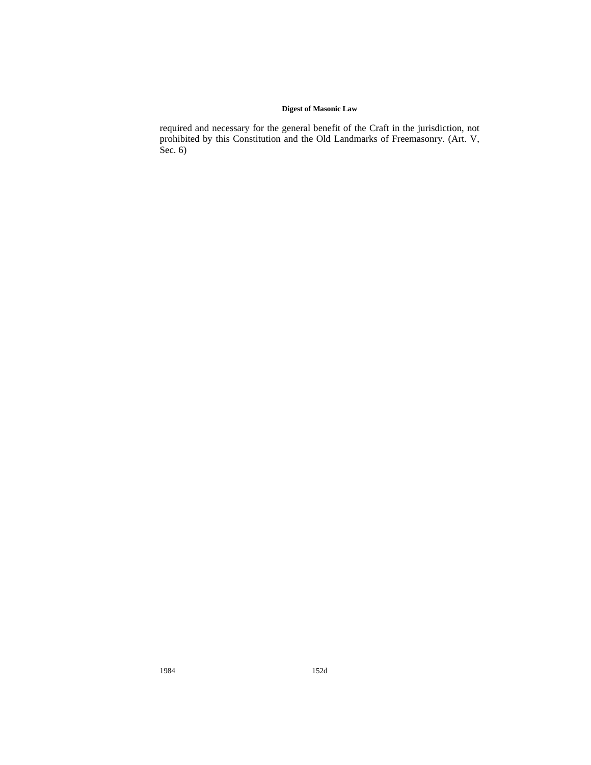required and necessary for the general benefit of the Craft in the jurisdiction, not prohibited by this Constitution and the Old Landmarks of Freemasonry. (Art. V, Sec. 6)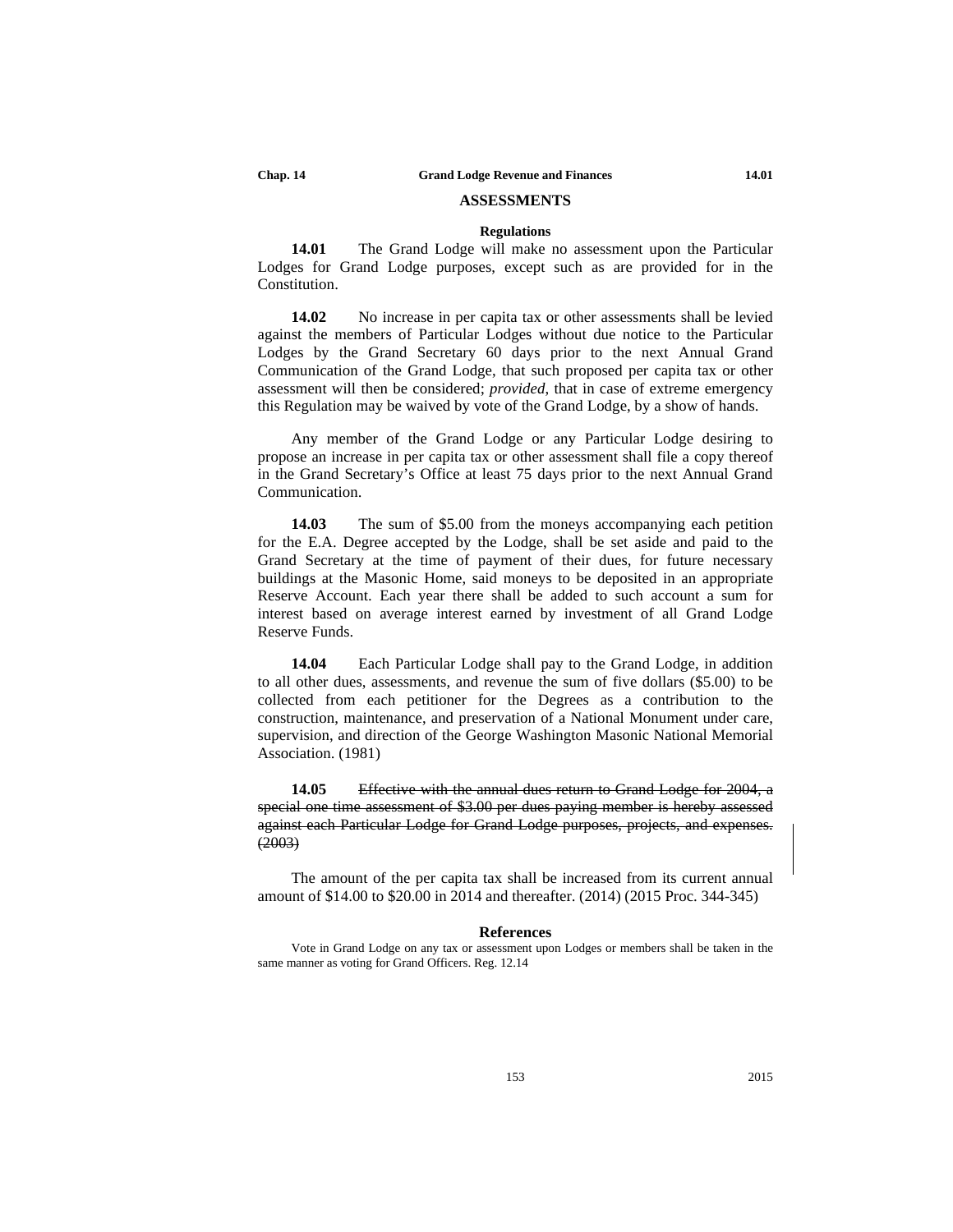## ASSESSMENTS

### Regulations

**14.01** The Grand Lodge will make no assessment upon the Particular Lodges for Grand Lodge purposes, except such as are provided for in the Constitution.

**14.02** No increase in per capita tax or other assessments shall be levied against the members of Particular Lodges without due notice to the Particular Lodges by the Grand Secretary 60 days prior to the next Annual Grand Communication of the Grand Lodge, that such proposed per capita tax or other assessment will then be considered; *provided*, that in case of extreme emergency this Regulation may be waived by vote of the Grand Lodge, by a show of hands.

Any member of the Grand Lodge or any Particular Lodge desiring to propose an increase in per capita tax or other assessment shall file a copy thereof in the Grand Secretary's Office at least 75 days prior to the next Annual Grand Communication.

**14.03** The sum of \$5.00 from the moneys accompanying each petition for the E.A. Degree accepted by the Lodge, shall be set aside and paid to the Grand Secretary at the time of payment of their dues, for future necessary buildings at the Masonic Home, said moneys to be deposited in an appropriate Reserve Account. Each year there shall be added to such account a sum for interest based on average interest earned by investment of all Grand Lodge Reserve Funds.

**14.04** Each Particular Lodge shall pay to the Grand Lodge, in addition to all other dues, assessments, and revenue the sum of five dollars (\$5.00) to be collected from each petitioner for the Degrees as a contribution to the construction, maintenance, and preservation of a National Monument under care, supervision, and direction of the George Washington Masonic National Memorial Association. (1981)

**14.05** ~~Effective with the annual dues return to Grand Lodge for 2004, a special one time assessment of \$3.00 per dues paying member is hereby assessed against each Particular Lodge for Grand Lodge purposes, projects, and expenses. (2003)~~

The amount of the per capita tax shall be increased from its current annual amount of \$14.00 to \$20.00 in 2014 and thereafter. (2014) (2015 Proc. 344-345)

### References

Vote in Grand Lodge on any tax or assessment upon Lodges or members shall be taken in the same manner as voting for Grand Officers. Reg. 12.14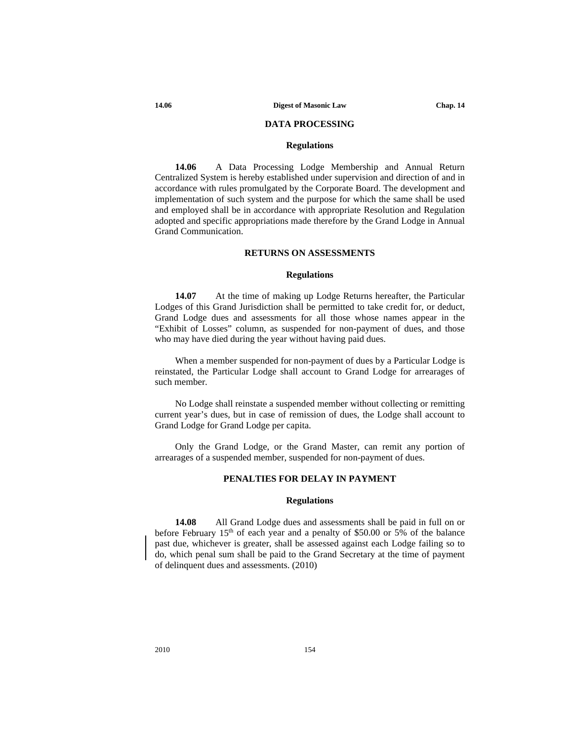## DATA PROCESSING

### Regulations

**14.06** A Data Processing Lodge Membership and Annual Return Centralized System is hereby established under supervision and direction of and in accordance with rules promulgated by the Corporate Board. The development and implementation of such system and the purpose for which the same shall be used and employed shall be in accordance with appropriate Resolution and Regulation adopted and specific appropriations made therefore by the Grand Lodge in Annual Grand Communication.

## RETURNS ON ASSESSMENTS

### Regulations

**14.07** At the time of making up Lodge Returns hereafter, the Particular Lodges of this Grand Jurisdiction shall be permitted to take credit for, or deduct, Grand Lodge dues and assessments for all those whose names appear in the "Exhibit of Losses" column, as suspended for non-payment of dues, and those who may have died during the year without having paid dues.

When a member suspended for non-payment of dues by a Particular Lodge is reinstated, the Particular Lodge shall account to Grand Lodge for arrearages of such member.

No Lodge shall reinstate a suspended member without collecting or remitting current year's dues, but in case of remission of dues, the Lodge shall account to Grand Lodge for Grand Lodge per capita.

Only the Grand Lodge, or the Grand Master, can remit any portion of arrearages of a suspended member, suspended for non-payment of dues.

## PENALTIES FOR DELAY IN PAYMENT

### Regulations

**14.08** All Grand Lodge dues and assessments shall be paid in full on or before February 15th of each year and a penalty of $50.00 or 5% of the balance past due, whichever is greater, shall be assessed against each Lodge failing so to do, which penal sum shall be paid to the Grand Secretary at the time of payment of delinquent dues and assessments. (2010)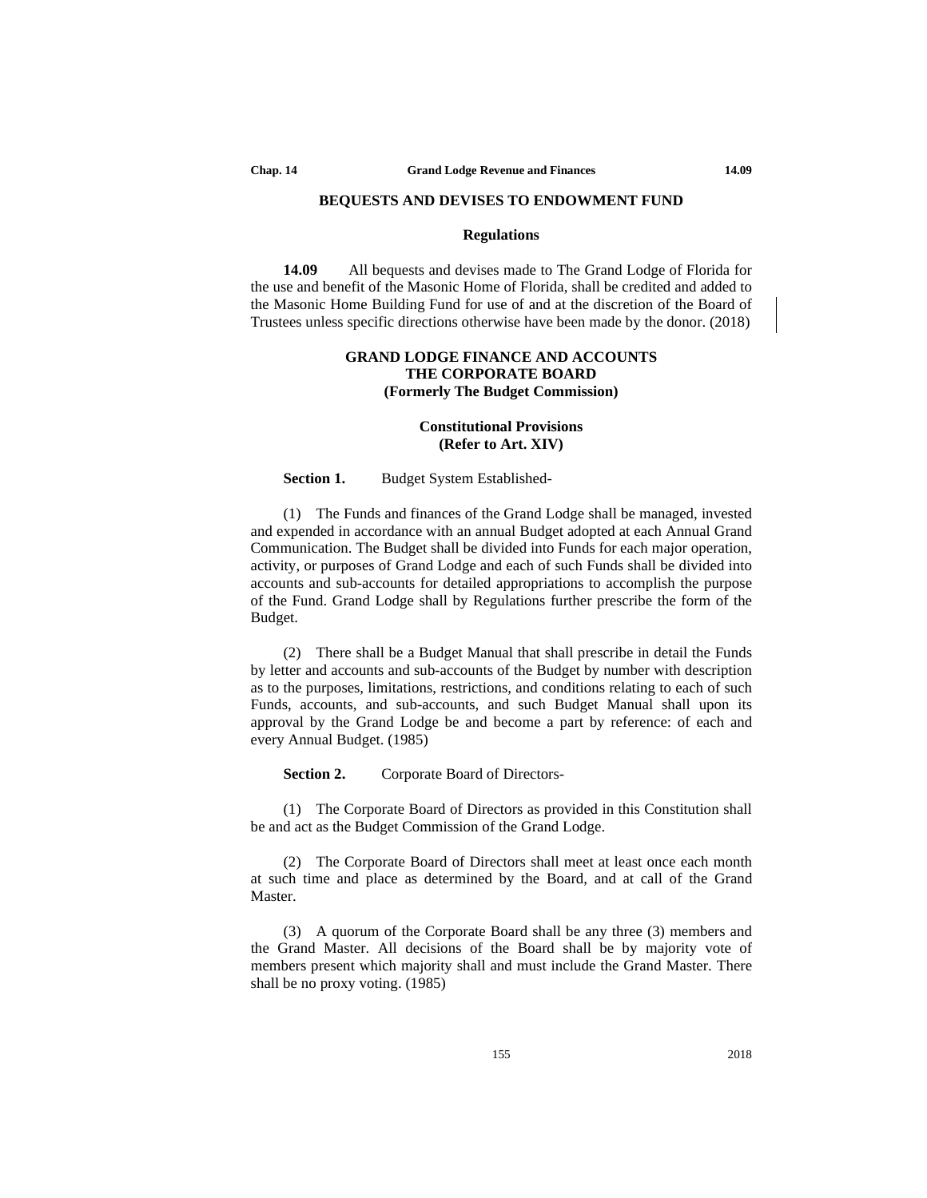## BEQUESTS AND DEVISES TO ENDOWMENT FUND

### Regulations

**14.09** All bequests and devises made to The Grand Lodge of Florida for the use and benefit of the Masonic Home of Florida, shall be credited and added to the Masonic Home Building Fund for use of and at the discretion of the Board of Trustees unless specific directions otherwise have been made by the donor. (2018)

## GRAND LODGE FINANCE AND ACCOUNTS
## THE CORPORATE BOARD
## (Formerly The Budget Commission)

### Constitutional Provisions
### (Refer to Art. XIV)

**Section 1.** Budget System Established-

(1) The Funds and finances of the Grand Lodge shall be managed, invested and expended in accordance with an annual Budget adopted at each Annual Grand Communication. The Budget shall be divided into Funds for each major operation, activity, or purposes of Grand Lodge and each of such Funds shall be divided into accounts and sub-accounts for detailed appropriations to accomplish the purpose of the Fund. Grand Lodge shall by Regulations further prescribe the form of the Budget.

(2) There shall be a Budget Manual that shall prescribe in detail the Funds by letter and accounts and sub-accounts of the Budget by number with description as to the purposes, limitations, restrictions, and conditions relating to each of such Funds, accounts, and sub-accounts, and such Budget Manual shall upon its approval by the Grand Lodge be and become a part by reference: of each and every Annual Budget. (1985)

**Section 2.** Corporate Board of Directors-

(1) The Corporate Board of Directors as provided in this Constitution shall be and act as the Budget Commission of the Grand Lodge.

(2) The Corporate Board of Directors shall meet at least once each month at such time and place as determined by the Board, and at call of the Grand Master.

(3) A quorum of the Corporate Board shall be any three (3) members and the Grand Master. All decisions of the Board shall be by majority vote of members present which majority shall and must include the Grand Master. There shall be no proxy voting. (1985)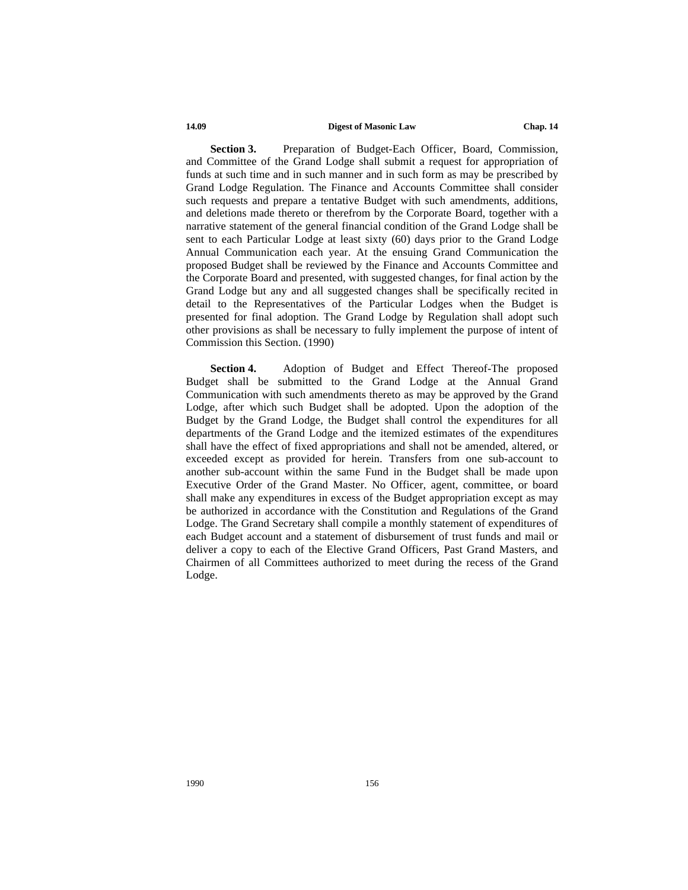**Section 3.** Preparation of Budget-Each Officer, Board, Commission, and Committee of the Grand Lodge shall submit a request for appropriation of funds at such time and in such manner and in such form as may be prescribed by Grand Lodge Regulation. The Finance and Accounts Committee shall consider such requests and prepare a tentative Budget with such amendments, additions, and deletions made thereto or therefrom by the Corporate Board, together with a narrative statement of the general financial condition of the Grand Lodge shall be sent to each Particular Lodge at least sixty (60) days prior to the Grand Lodge Annual Communication each year. At the ensuing Grand Communication the proposed Budget shall be reviewed by the Finance and Accounts Committee and the Corporate Board and presented, with suggested changes, for final action by the Grand Lodge but any and all suggested changes shall be specifically recited in detail to the Representatives of the Particular Lodges when the Budget is presented for final adoption. The Grand Lodge by Regulation shall adopt such other provisions as shall be necessary to fully implement the purpose of intent of Commission this Section. (1990)

**Section 4.** Adoption of Budget and Effect Thereof-The proposed Budget shall be submitted to the Grand Lodge at the Annual Grand Communication with such amendments thereto as may be approved by the Grand Lodge, after which such Budget shall be adopted. Upon the adoption of the Budget by the Grand Lodge, the Budget shall control the expenditures for all departments of the Grand Lodge and the itemized estimates of the expenditures shall have the effect of fixed appropriations and shall not be amended, altered, or exceeded except as provided for herein. Transfers from one sub-account to another sub-account within the same Fund in the Budget shall be made upon Executive Order of the Grand Master. No Officer, agent, committee, or board shall make any expenditures in excess of the Budget appropriation except as may be authorized in accordance with the Constitution and Regulations of the Grand Lodge. The Grand Secretary shall compile a monthly statement of expenditures of each Budget account and a statement of disbursement of trust funds and mail or deliver a copy to each of the Elective Grand Officers, Past Grand Masters, and Chairmen of all Committees authorized to meet during the recess of the Grand Lodge.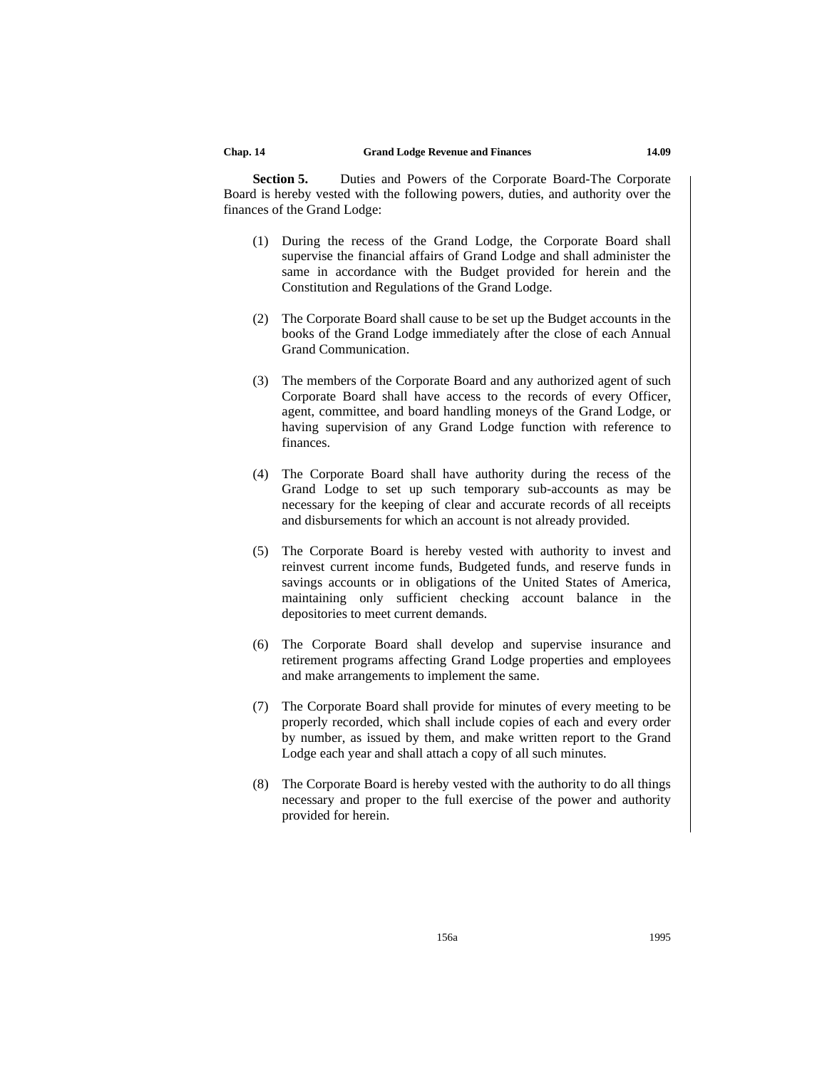**Section 5.** Duties and Powers of the Corporate Board-The Corporate Board is hereby vested with the following powers, duties, and authority over the finances of the Grand Lodge:

(1) During the recess of the Grand Lodge, the Corporate Board shall supervise the financial affairs of Grand Lodge and shall administer the same in accordance with the Budget provided for herein and the Constitution and Regulations of the Grand Lodge.

(2) The Corporate Board shall cause to be set up the Budget accounts in the books of the Grand Lodge immediately after the close of each Annual Grand Communication.

(3) The members of the Corporate Board and any authorized agent of such Corporate Board shall have access to the records of every Officer, agent, committee, and board handling moneys of the Grand Lodge, or having supervision of any Grand Lodge function with reference to finances.

(4) The Corporate Board shall have authority during the recess of the Grand Lodge to set up such temporary sub-accounts as may be necessary for the keeping of clear and accurate records of all receipts and disbursements for which an account is not already provided.

(5) The Corporate Board is hereby vested with authority to invest and reinvest current income funds, Budgeted funds, and reserve funds in savings accounts or in obligations of the United States of America, maintaining only sufficient checking account balance in the depositories to meet current demands.

(6) The Corporate Board shall develop and supervise insurance and retirement programs affecting Grand Lodge properties and employees and make arrangements to implement the same.

(7) The Corporate Board shall provide for minutes of every meeting to be properly recorded, which shall include copies of each and every order by number, as issued by them, and make written report to the Grand Lodge each year and shall attach a copy of all such minutes.

(8) The Corporate Board is hereby vested with the authority to do all things necessary and proper to the full exercise of the power and authority provided for herein.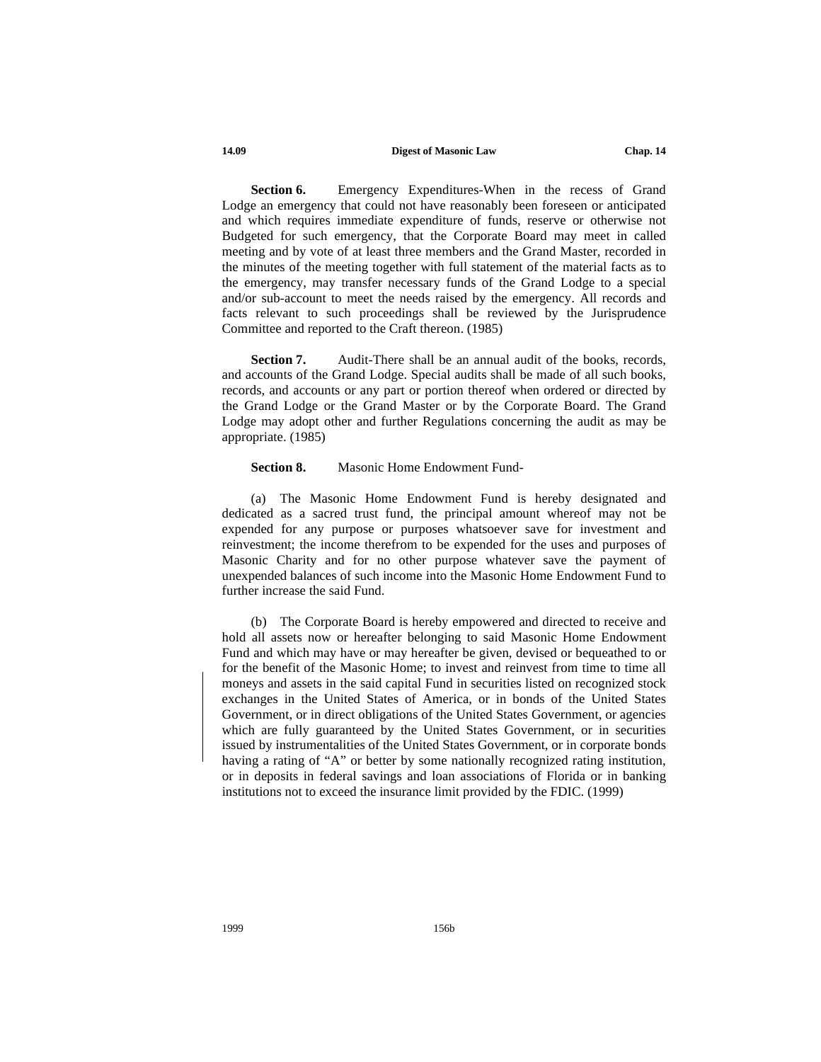**Section 6.** Emergency Expenditures-When in the recess of Grand Lodge an emergency that could not have reasonably been foreseen or anticipated and which requires immediate expenditure of funds, reserve or otherwise not Budgeted for such emergency, that the Corporate Board may meet in called meeting and by vote of at least three members and the Grand Master, recorded in the minutes of the meeting together with full statement of the material facts as to the emergency, may transfer necessary funds of the Grand Lodge to a special and/or sub-account to meet the needs raised by the emergency. All records and facts relevant to such proceedings shall be reviewed by the Jurisprudence Committee and reported to the Craft thereon. (1985)

**Section 7.** Audit-There shall be an annual audit of the books, records, and accounts of the Grand Lodge. Special audits shall be made of all such books, records, and accounts or any part or portion thereof when ordered or directed by the Grand Lodge or the Grand Master or by the Corporate Board. The Grand Lodge may adopt other and further Regulations concerning the audit as may be appropriate. (1985)

**Section 8.** Masonic Home Endowment Fund-

(a) The Masonic Home Endowment Fund is hereby designated and dedicated as a sacred trust fund, the principal amount whereof may not be expended for any purpose or purposes whatsoever save for investment and reinvestment; the income therefrom to be expended for the uses and purposes of Masonic Charity and for no other purpose whatever save the payment of unexpended balances of such income into the Masonic Home Endowment Fund to further increase the said Fund.

(b) The Corporate Board is hereby empowered and directed to receive and hold all assets now or hereafter belonging to said Masonic Home Endowment Fund and which may have or may hereafter be given, devised or bequeathed to or for the benefit of the Masonic Home; to invest and reinvest from time to time all moneys and assets in the said capital Fund in securities listed on recognized stock exchanges in the United States of America, or in bonds of the United States Government, or in direct obligations of the United States Government, or agencies which are fully guaranteed by the United States Government, or in securities issued by instrumentalities of the United States Government, or in corporate bonds having a rating of "A" or better by some nationally recognized rating institution, or in deposits in federal savings and loan associations of Florida or in banking institutions not to exceed the insurance limit provided by the FDIC. (1999)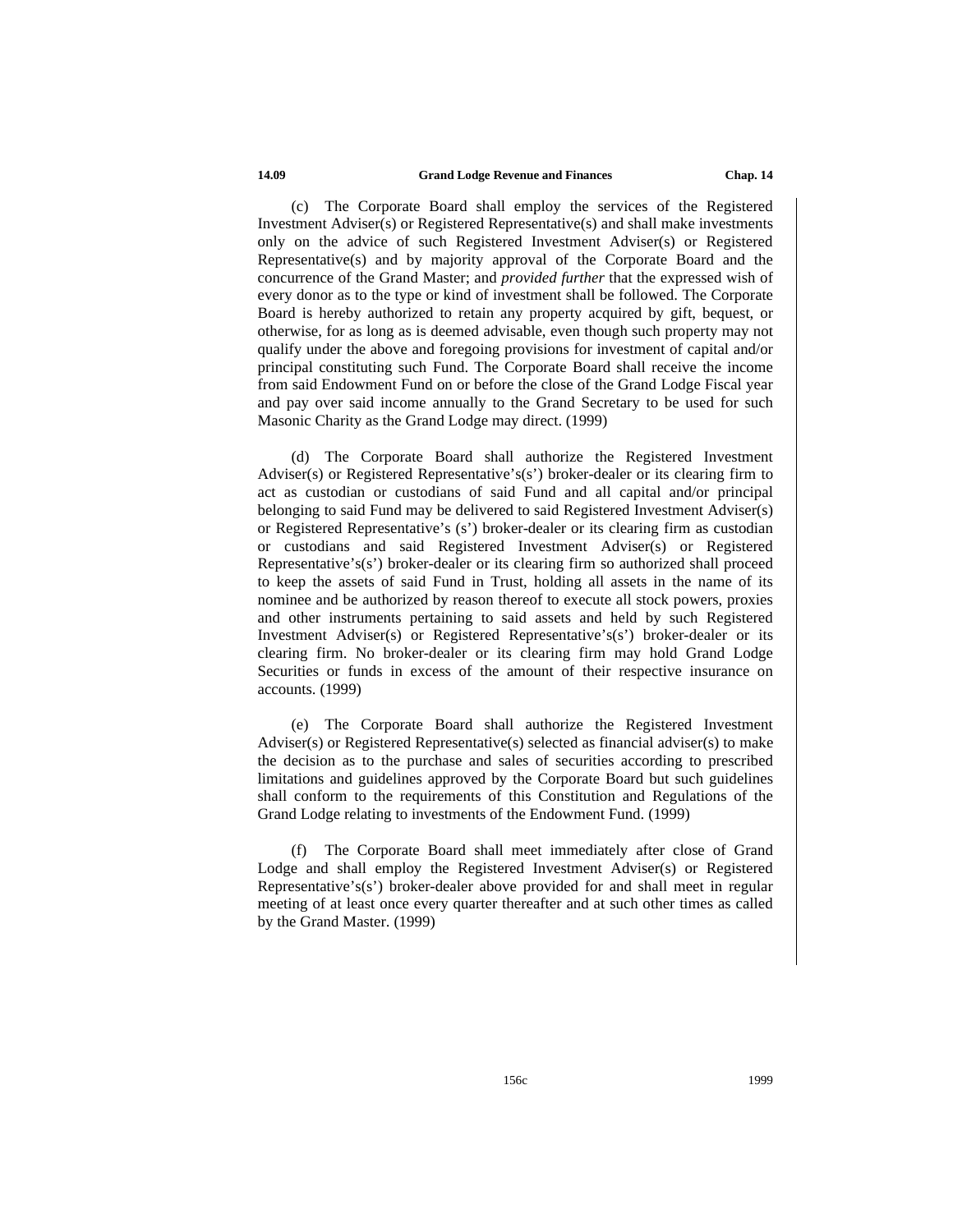(c) The Corporate Board shall employ the services of the Registered Investment Adviser(s) or Registered Representative(s) and shall make investments only on the advice of such Registered Investment Adviser(s) or Registered Representative(s) and by majority approval of the Corporate Board and the concurrence of the Grand Master; and *provided further* that the expressed wish of every donor as to the type or kind of investment shall be followed. The Corporate Board is hereby authorized to retain any property acquired by gift, bequest, or otherwise, for as long as is deemed advisable, even though such property may not qualify under the above and foregoing provisions for investment of capital and/or principal constituting such Fund. The Corporate Board shall receive the income from said Endowment Fund on or before the close of the Grand Lodge Fiscal year and pay over said income annually to the Grand Secretary to be used for such Masonic Charity as the Grand Lodge may direct. (1999)

(d) The Corporate Board shall authorize the Registered Investment Adviser(s) or Registered Representative's(s') broker-dealer or its clearing firm to act as custodian or custodians of said Fund and all capital and/or principal belonging to said Fund may be delivered to said Registered Investment Adviser(s) or Registered Representative's (s') broker-dealer or its clearing firm as custodian or custodians and said Registered Investment Adviser(s) or Registered Representative's(s') broker-dealer or its clearing firm so authorized shall proceed to keep the assets of said Fund in Trust, holding all assets in the name of its nominee and be authorized by reason thereof to execute all stock powers, proxies and other instruments pertaining to said assets and held by such Registered Investment Adviser(s) or Registered Representative's(s') broker-dealer or its clearing firm. No broker-dealer or its clearing firm may hold Grand Lodge Securities or funds in excess of the amount of their respective insurance on accounts. (1999)

(e) The Corporate Board shall authorize the Registered Investment Adviser(s) or Registered Representative(s) selected as financial adviser(s) to make the decision as to the purchase and sales of securities according to prescribed limitations and guidelines approved by the Corporate Board but such guidelines shall conform to the requirements of this Constitution and Regulations of the Grand Lodge relating to investments of the Endowment Fund. (1999)

(f) The Corporate Board shall meet immediately after close of Grand Lodge and shall employ the Registered Investment Adviser(s) or Registered Representative's(s') broker-dealer above provided for and shall meet in regular meeting of at least once every quarter thereafter and at such other times as called by the Grand Master. (1999)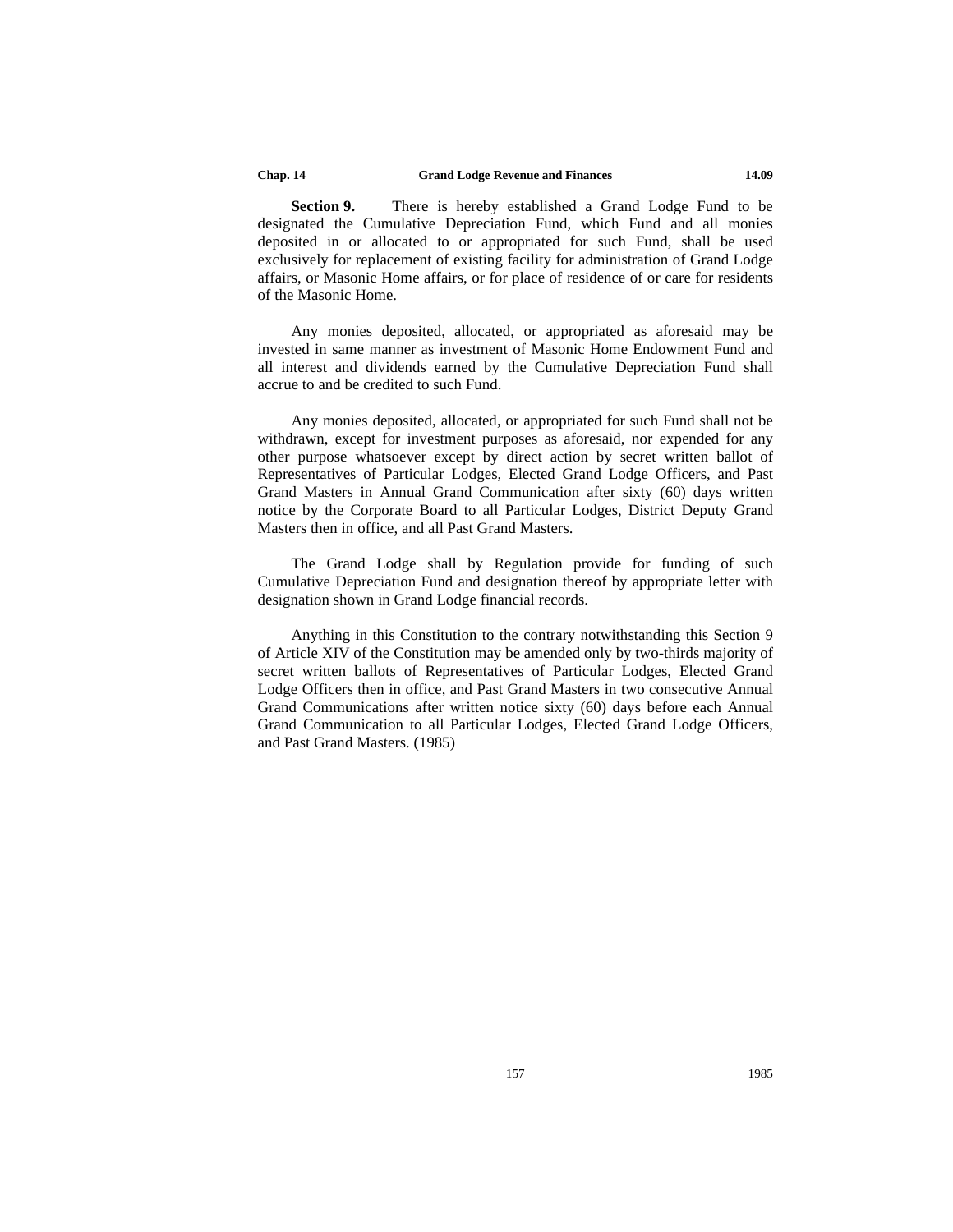**Section 9.** There is hereby established a Grand Lodge Fund to be designated the Cumulative Depreciation Fund, which Fund and all monies deposited in or allocated to or appropriated for such Fund, shall be used exclusively for replacement of existing facility for administration of Grand Lodge affairs, or Masonic Home affairs, or for place of residence of or care for residents of the Masonic Home.

Any monies deposited, allocated, or appropriated as aforesaid may be invested in same manner as investment of Masonic Home Endowment Fund and all interest and dividends earned by the Cumulative Depreciation Fund shall accrue to and be credited to such Fund.

Any monies deposited, allocated, or appropriated for such Fund shall not be withdrawn, except for investment purposes as aforesaid, nor expended for any other purpose whatsoever except by direct action by secret written ballot of Representatives of Particular Lodges, Elected Grand Lodge Officers, and Past Grand Masters in Annual Grand Communication after sixty (60) days written notice by the Corporate Board to all Particular Lodges, District Deputy Grand Masters then in office, and all Past Grand Masters.

The Grand Lodge shall by Regulation provide for funding of such Cumulative Depreciation Fund and designation thereof by appropriate letter with designation shown in Grand Lodge financial records.

Anything in this Constitution to the contrary notwithstanding this Section 9 of Article XIV of the Constitution may be amended only by two-thirds majority of secret written ballots of Representatives of Particular Lodges, Elected Grand Lodge Officers then in office, and Past Grand Masters in two consecutive Annual Grand Communications after written notice sixty (60) days before each Annual Grand Communication to all Particular Lodges, Elected Grand Lodge Officers, and Past Grand Masters. (1985)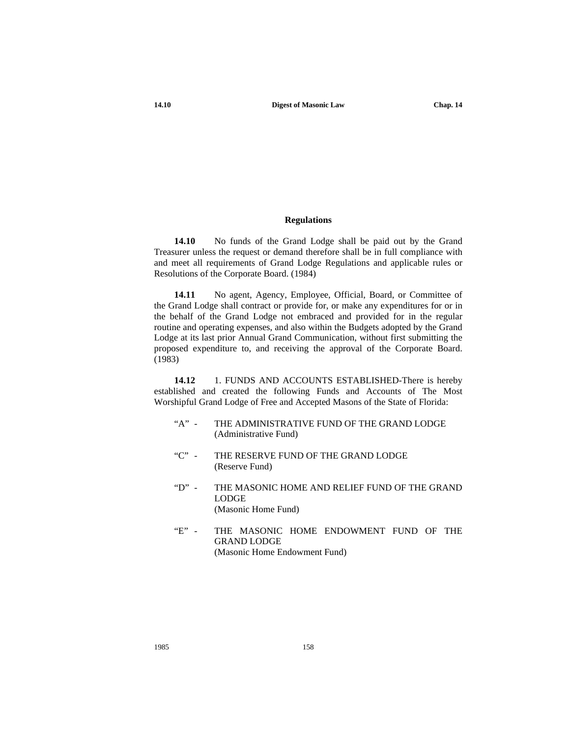## Regulations

**14.10** No funds of the Grand Lodge shall be paid out by the Grand Treasurer unless the request or demand therefore shall be in full compliance with and meet all requirements of Grand Lodge Regulations and applicable rules or Resolutions of the Corporate Board. (1984)

**14.11** No agent, Agency, Employee, Official, Board, or Committee of the Grand Lodge shall contract or provide for, or make any expenditures for or in the behalf of the Grand Lodge not embraced and provided for in the regular routine and operating expenses, and also within the Budgets adopted by the Grand Lodge at its last prior Annual Grand Communication, without first submitting the proposed expenditure to, and receiving the approval of the Corporate Board. (1983)

**14.12** 1. FUNDS AND ACCOUNTS ESTABLISHED-There is hereby established and created the following Funds and Accounts of The Most Worshipful Grand Lodge of Free and Accepted Masons of the State of Florida:

"A" - THE ADMINISTRATIVE FUND OF THE GRAND LODGE (Administrative Fund)

"C" - THE RESERVE FUND OF THE GRAND LODGE (Reserve Fund)

"D" - THE MASONIC HOME AND RELIEF FUND OF THE GRAND LODGE (Masonic Home Fund)

"E" - THE MASONIC HOME ENDOWMENT FUND OF THE GRAND LODGE (Masonic Home Endowment Fund)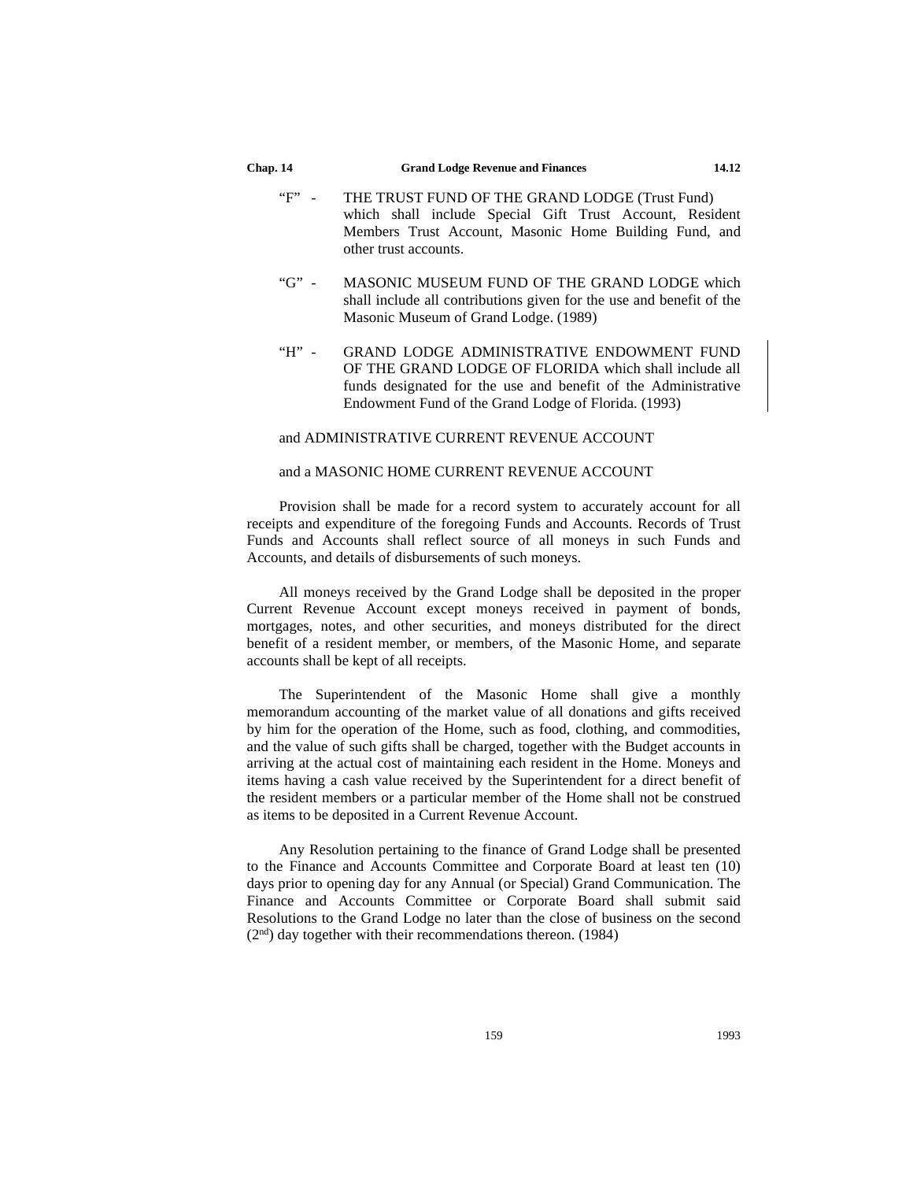"F" - THE TRUST FUND OF THE GRAND LODGE (Trust Fund) which shall include Special Gift Trust Account, Resident Members Trust Account, Masonic Home Building Fund, and other trust accounts.

"G" - MASONIC MUSEUM FUND OF THE GRAND LODGE which shall include all contributions given for the use and benefit of the Masonic Museum of Grand Lodge. (1989)

"H" - GRAND LODGE ADMINISTRATIVE ENDOWMENT FUND OF THE GRAND LODGE OF FLORIDA which shall include all funds designated for the use and benefit of the Administrative Endowment Fund of the Grand Lodge of Florida. (1993)

and ADMINISTRATIVE CURRENT REVENUE ACCOUNT

and a MASONIC HOME CURRENT REVENUE ACCOUNT

Provision shall be made for a record system to accurately account for all receipts and expenditure of the foregoing Funds and Accounts. Records of Trust Funds and Accounts shall reflect source of all moneys in such Funds and Accounts, and details of disbursements of such moneys.

All moneys received by the Grand Lodge shall be deposited in the proper Current Revenue Account except moneys received in payment of bonds, mortgages, notes, and other securities, and moneys distributed for the direct benefit of a resident member, or members, of the Masonic Home, and separate accounts shall be kept of all receipts.

The Superintendent of the Masonic Home shall give a monthly memorandum accounting of the market value of all donations and gifts received by him for the operation of the Home, such as food, clothing, and commodities, and the value of such gifts shall be charged, together with the Budget accounts in arriving at the actual cost of maintaining each resident in the Home. Moneys and items having a cash value received by the Superintendent for a direct benefit of the resident members or a particular member of the Home shall not be construed as items to be deposited in a Current Revenue Account.

Any Resolution pertaining to the finance of Grand Lodge shall be presented to the Finance and Accounts Committee and Corporate Board at least ten (10) days prior to opening day for any Annual (or Special) Grand Communication. The Finance and Accounts Committee or Corporate Board shall submit said Resolutions to the Grand Lodge no later than the close of business on the second (2nd) day together with their recommendations thereon. (1984)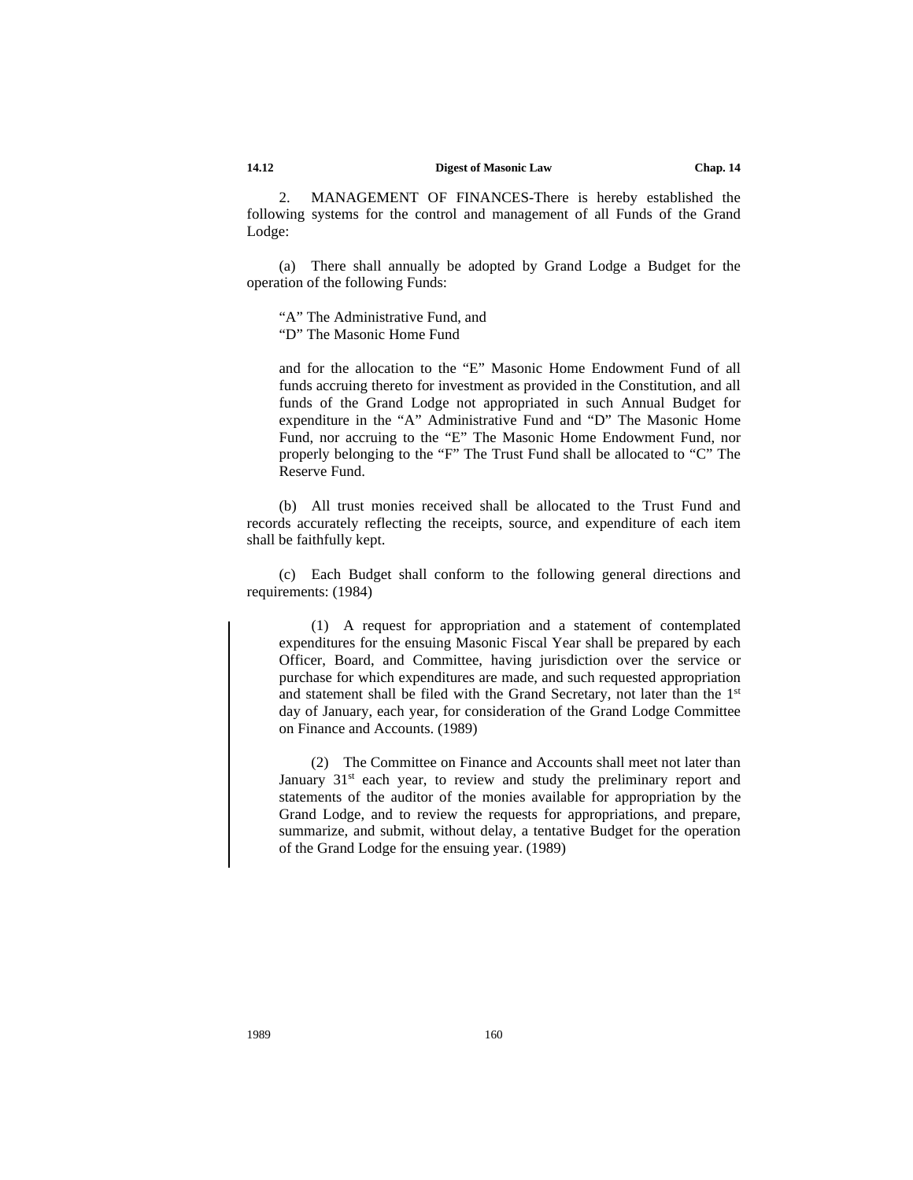2. MANAGEMENT OF FINANCES-There is hereby established the following systems for the control and management of all Funds of the Grand Lodge:

(a) There shall annually be adopted by Grand Lodge a Budget for the operation of the following Funds:

> "A" The Administrative Fund, and
> "D" The Masonic Home Fund
>
> and for the allocation to the "E" Masonic Home Endowment Fund of all funds accruing thereto for investment as provided in the Constitution, and all funds of the Grand Lodge not appropriated in such Annual Budget for expenditure in the "A" Administrative Fund and "D" The Masonic Home Fund, nor accruing to the "E" The Masonic Home Endowment Fund, nor properly belonging to the "F" The Trust Fund shall be allocated to "C" The Reserve Fund.

(b) All trust monies received shall be allocated to the Trust Fund and records accurately reflecting the receipts, source, and expenditure of each item shall be faithfully kept.

(c) Each Budget shall conform to the following general directions and requirements: (1984)

> (1) A request for appropriation and a statement of contemplated expenditures for the ensuing Masonic Fiscal Year shall be prepared by each Officer, Board, and Committee, having jurisdiction over the service or purchase for which expenditures are made, and such requested appropriation and statement shall be filed with the Grand Secretary, not later than the 1st day of January, each year, for consideration of the Grand Lodge Committee on Finance and Accounts. (1989)
>
> (2) The Committee on Finance and Accounts shall meet not later than January 31st each year, to review and study the preliminary report and statements of the auditor of the monies available for appropriation by the Grand Lodge, and to review the requests for appropriations, and prepare, summarize, and submit, without delay, a tentative Budget for the operation of the Grand Lodge for the ensuing year. (1989)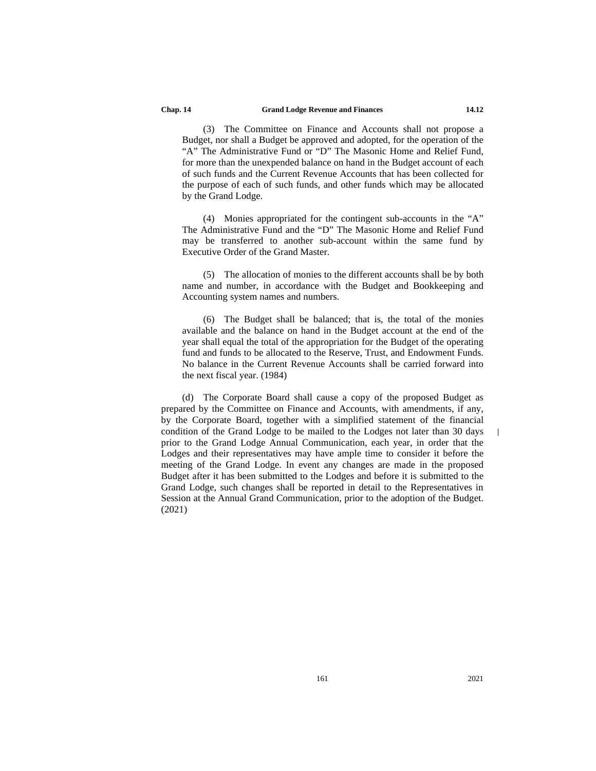(3) The Committee on Finance and Accounts shall not propose a Budget, nor shall a Budget be approved and adopted, for the operation of the "A" The Administrative Fund or "D" The Masonic Home and Relief Fund, for more than the unexpended balance on hand in the Budget account of each of such funds and the Current Revenue Accounts that has been collected for the purpose of each of such funds, and other funds which may be allocated by the Grand Lodge.

(4) Monies appropriated for the contingent sub-accounts in the "A" The Administrative Fund and the "D" The Masonic Home and Relief Fund may be transferred to another sub-account within the same fund by Executive Order of the Grand Master.

(5) The allocation of monies to the different accounts shall be by both name and number, in accordance with the Budget and Bookkeeping and Accounting system names and numbers.

(6) The Budget shall be balanced; that is, the total of the monies available and the balance on hand in the Budget account at the end of the year shall equal the total of the appropriation for the Budget of the operating fund and funds to be allocated to the Reserve, Trust, and Endowment Funds. No balance in the Current Revenue Accounts shall be carried forward into the next fiscal year. (1984)

(d) The Corporate Board shall cause a copy of the proposed Budget as prepared by the Committee on Finance and Accounts, with amendments, if any, by the Corporate Board, together with a simplified statement of the financial condition of the Grand Lodge to be mailed to the Lodges not later than 30 days prior to the Grand Lodge Annual Communication, each year, in order that the Lodges and their representatives may have ample time to consider it before the meeting of the Grand Lodge. In event any changes are made in the proposed Budget after it has been submitted to the Lodges and before it is submitted to the Grand Lodge, such changes shall be reported in detail to the Representatives in Session at the Annual Grand Communication, prior to the adoption of the Budget. (2021)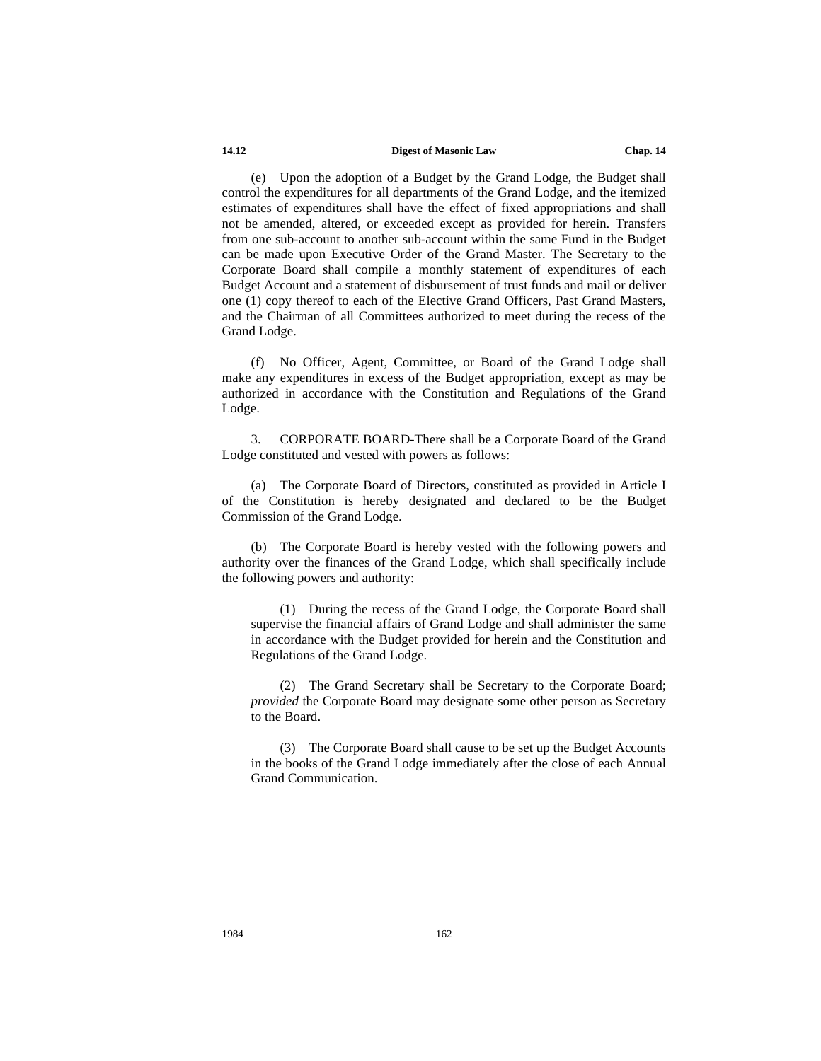(e) Upon the adoption of a Budget by the Grand Lodge, the Budget shall control the expenditures for all departments of the Grand Lodge, and the itemized estimates of expenditures shall have the effect of fixed appropriations and shall not be amended, altered, or exceeded except as provided for herein. Transfers from one sub-account to another sub-account within the same Fund in the Budget can be made upon Executive Order of the Grand Master. The Secretary to the Corporate Board shall compile a monthly statement of expenditures of each Budget Account and a statement of disbursement of trust funds and mail or deliver one (1) copy thereof to each of the Elective Grand Officers, Past Grand Masters, and the Chairman of all Committees authorized to meet during the recess of the Grand Lodge.

(f) No Officer, Agent, Committee, or Board of the Grand Lodge shall make any expenditures in excess of the Budget appropriation, except as may be authorized in accordance with the Constitution and Regulations of the Grand Lodge.

3. CORPORATE BOARD-There shall be a Corporate Board of the Grand Lodge constituted and vested with powers as follows:

(a) The Corporate Board of Directors, constituted as provided in Article I of the Constitution is hereby designated and declared to be the Budget Commission of the Grand Lodge.

(b) The Corporate Board is hereby vested with the following powers and authority over the finances of the Grand Lodge, which shall specifically include the following powers and authority:

> (1) During the recess of the Grand Lodge, the Corporate Board shall supervise the financial affairs of Grand Lodge and shall administer the same in accordance with the Budget provided for herein and the Constitution and Regulations of the Grand Lodge.
>
> (2) The Grand Secretary shall be Secretary to the Corporate Board; *provided* the Corporate Board may designate some other person as Secretary to the Board.
>
> (3) The Corporate Board shall cause to be set up the Budget Accounts in the books of the Grand Lodge immediately after the close of each Annual Grand Communication.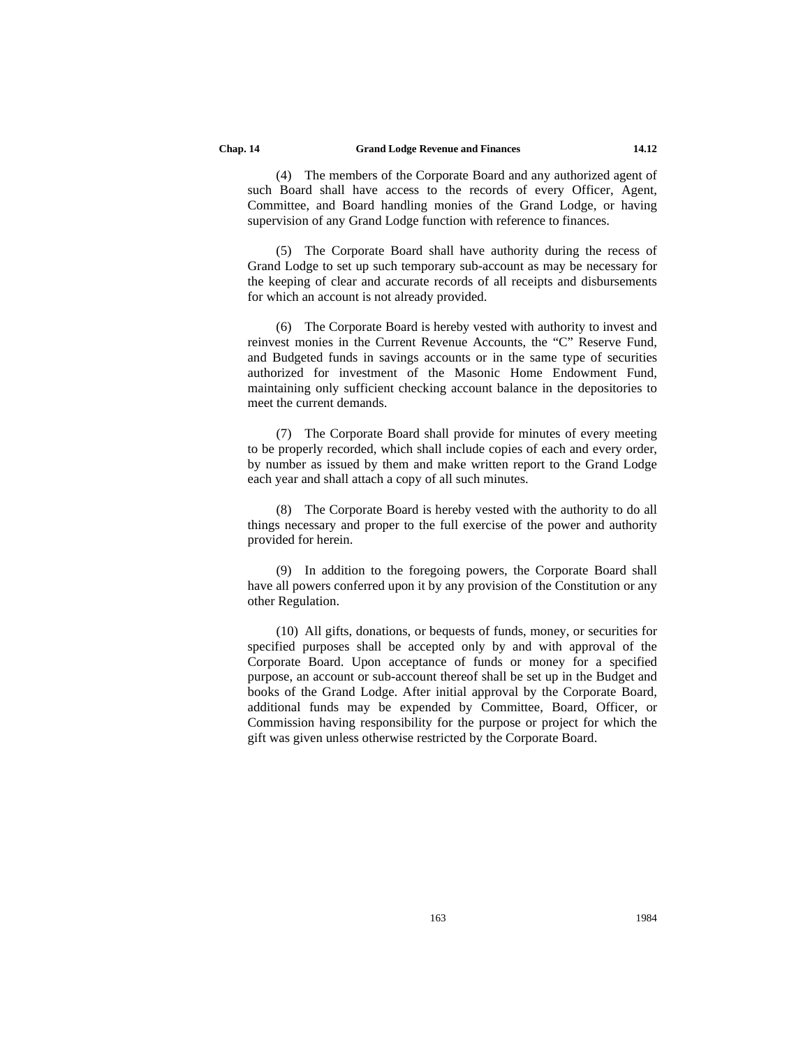(4) The members of the Corporate Board and any authorized agent of such Board shall have access to the records of every Officer, Agent, Committee, and Board handling monies of the Grand Lodge, or having supervision of any Grand Lodge function with reference to finances.

(5) The Corporate Board shall have authority during the recess of Grand Lodge to set up such temporary sub-account as may be necessary for the keeping of clear and accurate records of all receipts and disbursements for which an account is not already provided.

(6) The Corporate Board is hereby vested with authority to invest and reinvest monies in the Current Revenue Accounts, the “C” Reserve Fund, and Budgeted funds in savings accounts or in the same type of securities authorized for investment of the Masonic Home Endowment Fund, maintaining only sufficient checking account balance in the depositories to meet the current demands.

(7) The Corporate Board shall provide for minutes of every meeting to be properly recorded, which shall include copies of each and every order, by number as issued by them and make written report to the Grand Lodge each year and shall attach a copy of all such minutes.

(8) The Corporate Board is hereby vested with the authority to do all things necessary and proper to the full exercise of the power and authority provided for herein.

(9) In addition to the foregoing powers, the Corporate Board shall have all powers conferred upon it by any provision of the Constitution or any other Regulation.

(10) All gifts, donations, or bequests of funds, money, or securities for specified purposes shall be accepted only by and with approval of the Corporate Board. Upon acceptance of funds or money for a specified purpose, an account or sub-account thereof shall be set up in the Budget and books of the Grand Lodge. After initial approval by the Corporate Board, additional funds may be expended by Committee, Board, Officer, or Commission having responsibility for the purpose or project for which the gift was given unless otherwise restricted by the Corporate Board.

1984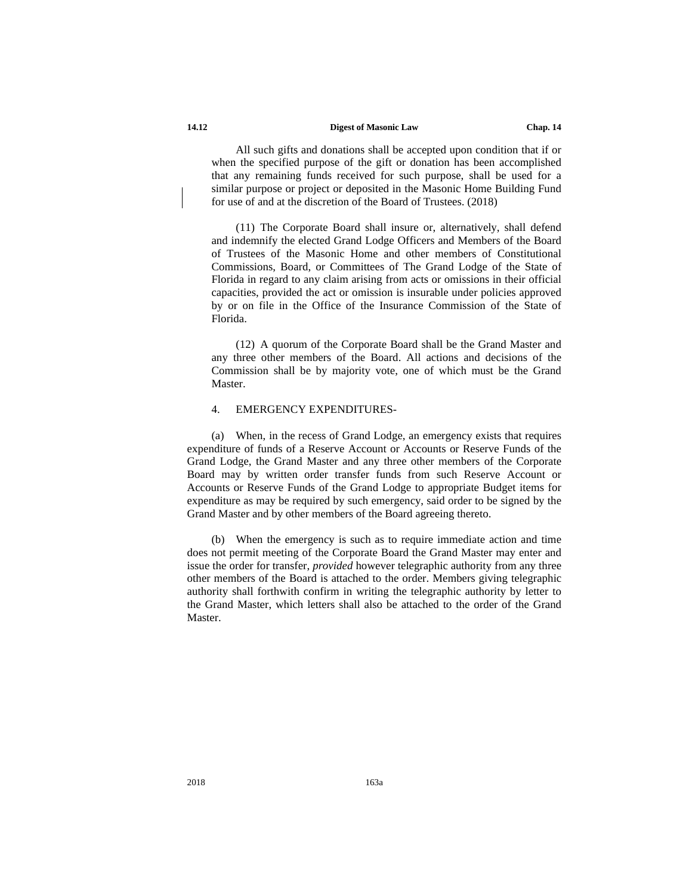All such gifts and donations shall be accepted upon condition that if or when the specified purpose of the gift or donation has been accomplished that any remaining funds received for such purpose, shall be used for a similar purpose or project or deposited in the Masonic Home Building Fund for use of and at the discretion of the Board of Trustees. (2018)

(11) The Corporate Board shall insure or, alternatively, shall defend and indemnify the elected Grand Lodge Officers and Members of the Board of Trustees of the Masonic Home and other members of Constitutional Commissions, Board, or Committees of The Grand Lodge of the State of Florida in regard to any claim arising from acts or omissions in their official capacities, provided the act or omission is insurable under policies approved by or on file in the Office of the Insurance Commission of the State of Florida.

(12) A quorum of the Corporate Board shall be the Grand Master and any three other members of the Board. All actions and decisions of the Commission shall be by majority vote, one of which must be the Grand Master.

4. EMERGENCY EXPENDITURES-

(a) When, in the recess of Grand Lodge, an emergency exists that requires expenditure of funds of a Reserve Account or Accounts or Reserve Funds of the Grand Lodge, the Grand Master and any three other members of the Corporate Board may by written order transfer funds from such Reserve Account or Accounts or Reserve Funds of the Grand Lodge to appropriate Budget items for expenditure as may be required by such emergency, said order to be signed by the Grand Master and by other members of the Board agreeing thereto.

(b) When the emergency is such as to require immediate action and time does not permit meeting of the Corporate Board the Grand Master may enter and issue the order for transfer, *provided* however telegraphic authority from any three other members of the Board is attached to the order. Members giving telegraphic authority shall forthwith confirm in writing the telegraphic authority by letter to the Grand Master, which letters shall also be attached to the order of the Grand Master.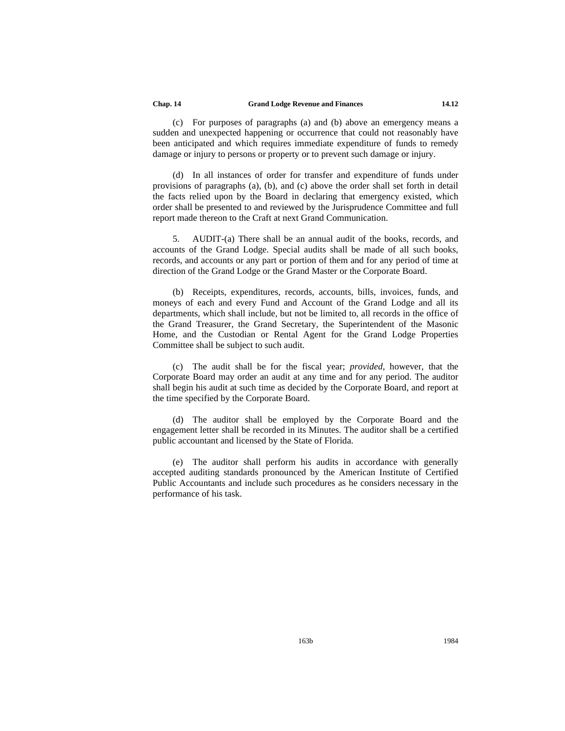(c) For purposes of paragraphs (a) and (b) above an emergency means a sudden and unexpected happening or occurrence that could not reasonably have been anticipated and which requires immediate expenditure of funds to remedy damage or injury to persons or property or to prevent such damage or injury.

(d) In all instances of order for transfer and expenditure of funds under provisions of paragraphs (a), (b), and (c) above the order shall set forth in detail the facts relied upon by the Board in declaring that emergency existed, which order shall be presented to and reviewed by the Jurisprudence Committee and full report made thereon to the Craft at next Grand Communication.

5. AUDIT-(a) There shall be an annual audit of the books, records, and accounts of the Grand Lodge. Special audits shall be made of all such books, records, and accounts or any part or portion of them and for any period of time at direction of the Grand Lodge or the Grand Master or the Corporate Board.

(b) Receipts, expenditures, records, accounts, bills, invoices, funds, and moneys of each and every Fund and Account of the Grand Lodge and all its departments, which shall include, but not be limited to, all records in the office of the Grand Treasurer, the Grand Secretary, the Superintendent of the Masonic Home, and the Custodian or Rental Agent for the Grand Lodge Properties Committee shall be subject to such audit.

(c) The audit shall be for the fiscal year; *provided*, however, that the Corporate Board may order an audit at any time and for any period. The auditor shall begin his audit at such time as decided by the Corporate Board, and report at the time specified by the Corporate Board.

(d) The auditor shall be employed by the Corporate Board and the engagement letter shall be recorded in its Minutes. The auditor shall be a certified public accountant and licensed by the State of Florida.

(e) The auditor shall perform his audits in accordance with generally accepted auditing standards pronounced by the American Institute of Certified Public Accountants and include such procedures as he considers necessary in the performance of his task.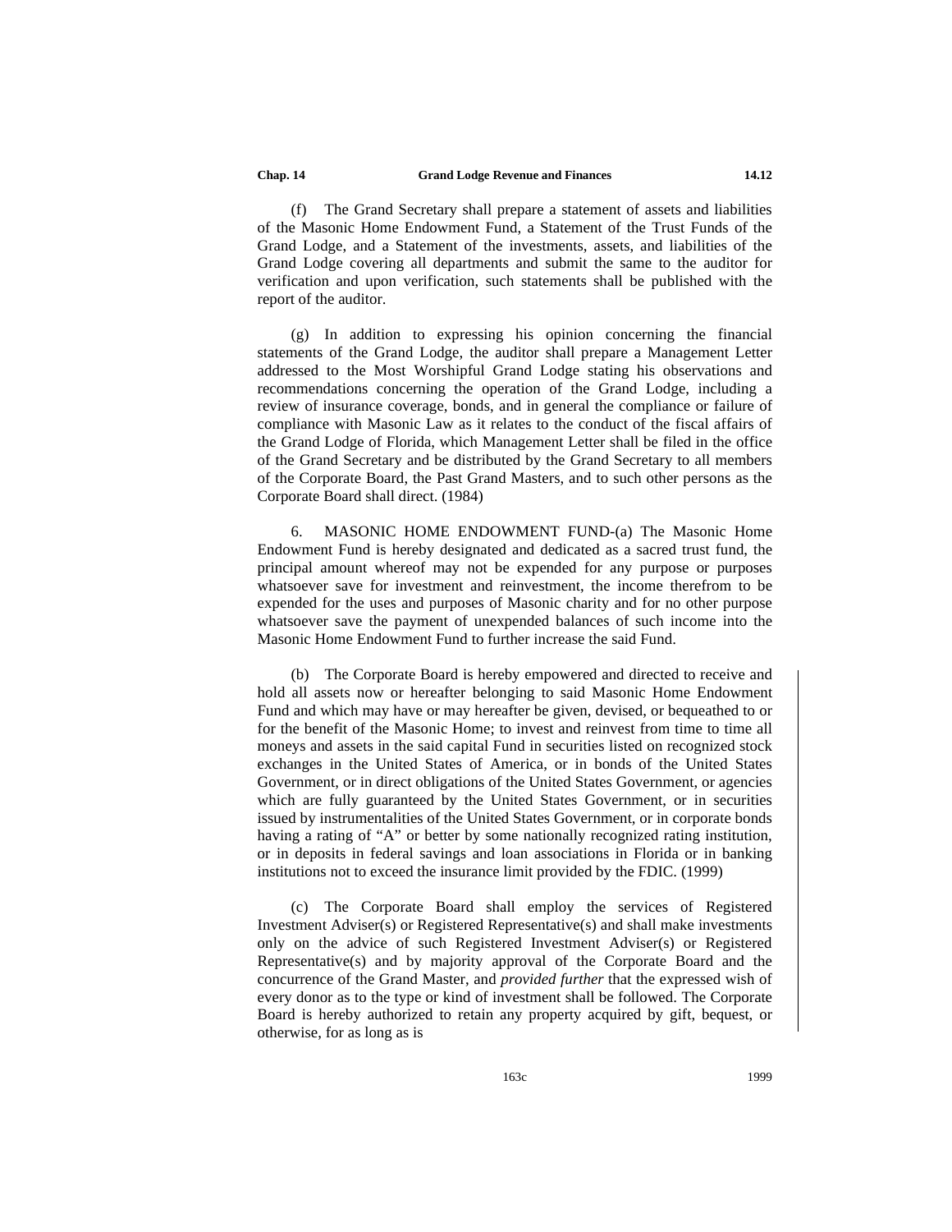(f) The Grand Secretary shall prepare a statement of assets and liabilities of the Masonic Home Endowment Fund, a Statement of the Trust Funds of the Grand Lodge, and a Statement of the investments, assets, and liabilities of the Grand Lodge covering all departments and submit the same to the auditor for verification and upon verification, such statements shall be published with the report of the auditor.

(g) In addition to expressing his opinion concerning the financial statements of the Grand Lodge, the auditor shall prepare a Management Letter addressed to the Most Worshipful Grand Lodge stating his observations and recommendations concerning the operation of the Grand Lodge, including a review of insurance coverage, bonds, and in general the compliance or failure of compliance with Masonic Law as it relates to the conduct of the fiscal affairs of the Grand Lodge of Florida, which Management Letter shall be filed in the office of the Grand Secretary and be distributed by the Grand Secretary to all members of the Corporate Board, the Past Grand Masters, and to such other persons as the Corporate Board shall direct. (1984)

6. MASONIC HOME ENDOWMENT FUND-(a) The Masonic Home Endowment Fund is hereby designated and dedicated as a sacred trust fund, the principal amount whereof may not be expended for any purpose or purposes whatsoever save for investment and reinvestment, the income therefrom to be expended for the uses and purposes of Masonic charity and for no other purpose whatsoever save the payment of unexpended balances of such income into the Masonic Home Endowment Fund to further increase the said Fund.

(b) The Corporate Board is hereby empowered and directed to receive and hold all assets now or hereafter belonging to said Masonic Home Endowment Fund and which may have or may hereafter be given, devised, or bequeathed to or for the benefit of the Masonic Home; to invest and reinvest from time to time all moneys and assets in the said capital Fund in securities listed on recognized stock exchanges in the United States of America, or in bonds of the United States Government, or in direct obligations of the United States Government, or agencies which are fully guaranteed by the United States Government, or in securities issued by instrumentalities of the United States Government, or in corporate bonds having a rating of "A" or better by some nationally recognized rating institution, or in deposits in federal savings and loan associations in Florida or in banking institutions not to exceed the insurance limit provided by the FDIC. (1999)

(c) The Corporate Board shall employ the services of Registered Investment Adviser(s) or Registered Representative(s) and shall make investments only on the advice of such Registered Investment Adviser(s) or Registered Representative(s) and by majority approval of the Corporate Board and the concurrence of the Grand Master, and *provided further* that the expressed wish of every donor as to the type or kind of investment shall be followed. The Corporate Board is hereby authorized to retain any property acquired by gift, bequest, or otherwise, for as long as is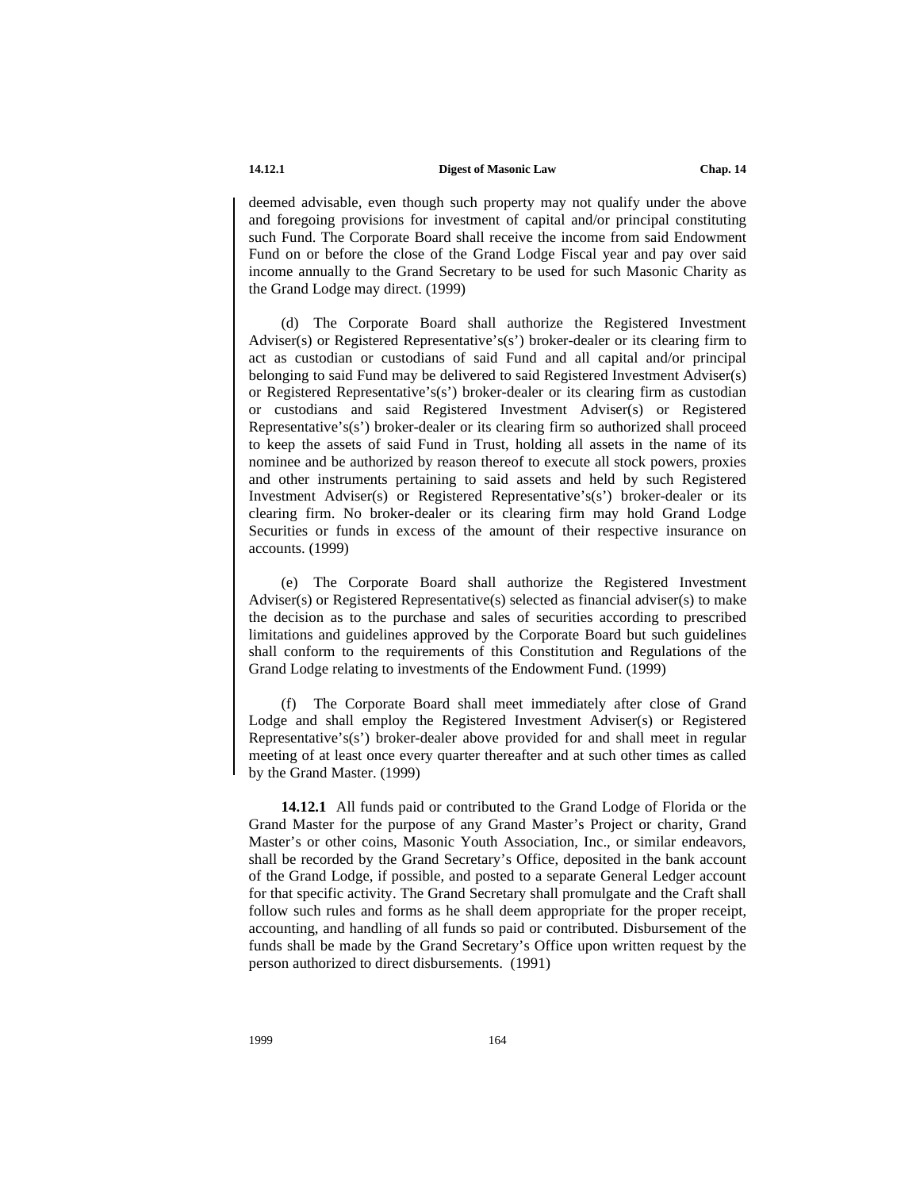deemed advisable, even though such property may not qualify under the above and foregoing provisions for investment of capital and/or principal constituting such Fund. The Corporate Board shall receive the income from said Endowment Fund on or before the close of the Grand Lodge Fiscal year and pay over said income annually to the Grand Secretary to be used for such Masonic Charity as the Grand Lodge may direct. (1999)

(d) The Corporate Board shall authorize the Registered Investment Adviser(s) or Registered Representative's(s') broker-dealer or its clearing firm to act as custodian or custodians of said Fund and all capital and/or principal belonging to said Fund may be delivered to said Registered Investment Adviser(s) or Registered Representative's(s') broker-dealer or its clearing firm as custodian or custodians and said Registered Investment Adviser(s) or Registered Representative's(s') broker-dealer or its clearing firm so authorized shall proceed to keep the assets of said Fund in Trust, holding all assets in the name of its nominee and be authorized by reason thereof to execute all stock powers, proxies and other instruments pertaining to said assets and held by such Registered Investment Adviser(s) or Registered Representative's(s') broker-dealer or its clearing firm. No broker-dealer or its clearing firm may hold Grand Lodge Securities or funds in excess of the amount of their respective insurance on accounts. (1999)

(e) The Corporate Board shall authorize the Registered Investment Adviser(s) or Registered Representative(s) selected as financial adviser(s) to make the decision as to the purchase and sales of securities according to prescribed limitations and guidelines approved by the Corporate Board but such guidelines shall conform to the requirements of this Constitution and Regulations of the Grand Lodge relating to investments of the Endowment Fund. (1999)

(f) The Corporate Board shall meet immediately after close of Grand Lodge and shall employ the Registered Investment Adviser(s) or Registered Representative's(s') broker-dealer above provided for and shall meet in regular meeting of at least once every quarter thereafter and at such other times as called by the Grand Master. (1999)

**14.12.1** All funds paid or contributed to the Grand Lodge of Florida or the Grand Master for the purpose of any Grand Master's Project or charity, Grand Master's or other coins, Masonic Youth Association, Inc., or similar endeavors, shall be recorded by the Grand Secretary's Office, deposited in the bank account of the Grand Lodge, if possible, and posted to a separate General Ledger account for that specific activity. The Grand Secretary shall promulgate and the Craft shall follow such rules and forms as he shall deem appropriate for the proper receipt, accounting, and handling of all funds so paid or contributed. Disbursement of the funds shall be made by the Grand Secretary's Office upon written request by the person authorized to direct disbursements. (1991)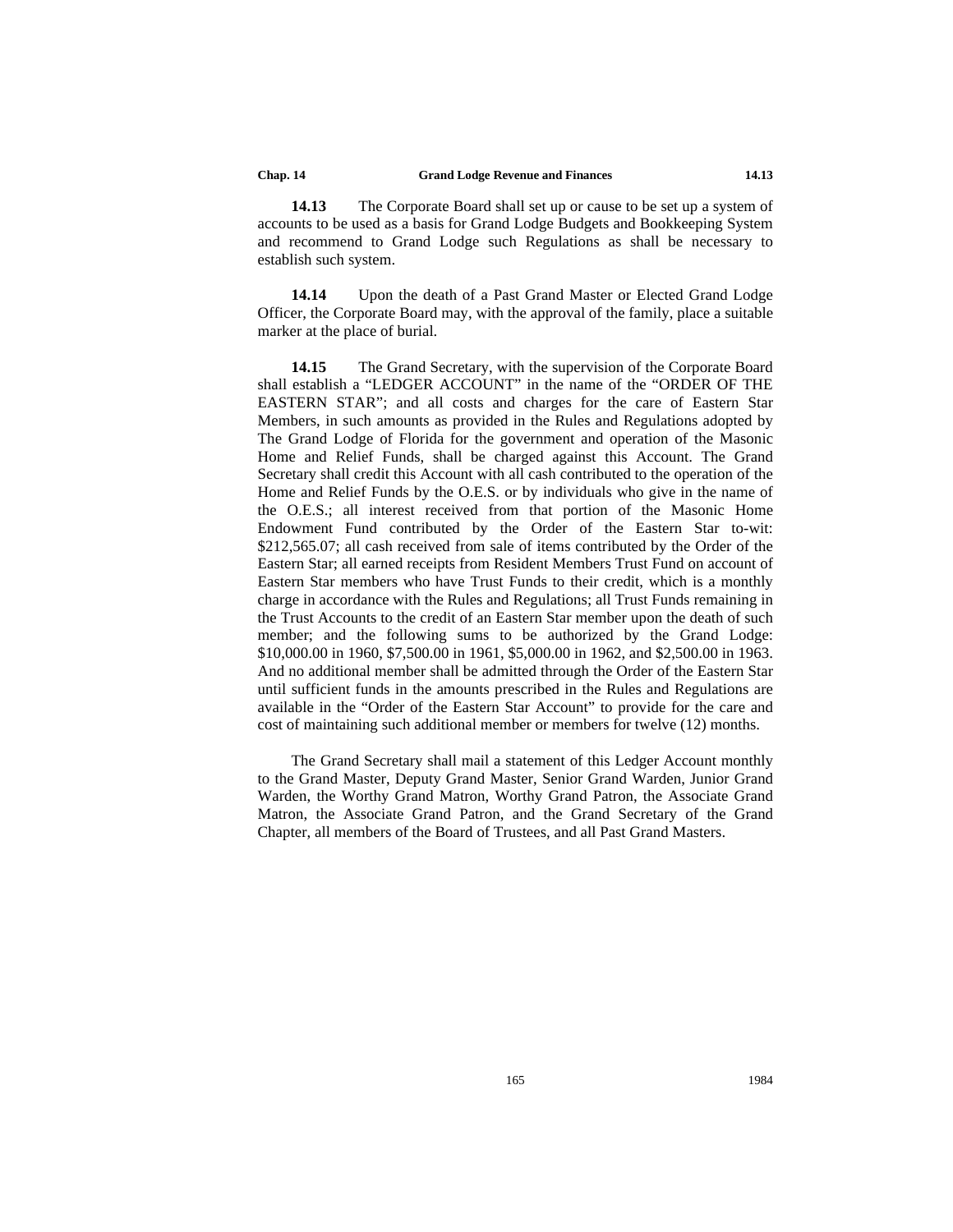**14.13** The Corporate Board shall set up or cause to be set up a system of accounts to be used as a basis for Grand Lodge Budgets and Bookkeeping System and recommend to Grand Lodge such Regulations as shall be necessary to establish such system.

**14.14** Upon the death of a Past Grand Master or Elected Grand Lodge Officer, the Corporate Board may, with the approval of the family, place a suitable marker at the place of burial.

**14.15** The Grand Secretary, with the supervision of the Corporate Board shall establish a "LEDGER ACCOUNT" in the name of the "ORDER OF THE EASTERN STAR"; and all costs and charges for the care of Eastern Star Members, in such amounts as provided in the Rules and Regulations adopted by The Grand Lodge of Florida for the government and operation of the Masonic Home and Relief Funds, shall be charged against this Account. The Grand Secretary shall credit this Account with all cash contributed to the operation of the Home and Relief Funds by the O.E.S. or by individuals who give in the name of the O.E.S.; all interest received from that portion of the Masonic Home Endowment Fund contributed by the Order of the Eastern Star to-wit: $212,565.07; all cash received from sale of items contributed by the Order of the Eastern Star; all earned receipts from Resident Members Trust Fund on account of Eastern Star members who have Trust Funds to their credit, which is a monthly charge in accordance with the Rules and Regulations; all Trust Funds remaining in the Trust Accounts to the credit of an Eastern Star member upon the death of such member; and the following sums to be authorized by the Grand Lodge: $10,000.00 in 1960, $7,500.00 in 1961, $5,000.00 in 1962, and $2,500.00 in 1963. And no additional member shall be admitted through the Order of the Eastern Star until sufficient funds in the amounts prescribed in the Rules and Regulations are available in the "Order of the Eastern Star Account" to provide for the care and cost of maintaining such additional member or members for twelve (12) months.

The Grand Secretary shall mail a statement of this Ledger Account monthly to the Grand Master, Deputy Grand Master, Senior Grand Warden, Junior Grand Warden, the Worthy Grand Matron, Worthy Grand Patron, the Associate Grand Matron, the Associate Grand Patron, and the Grand Secretary of the Grand Chapter, all members of the Board of Trustees, and all Past Grand Masters.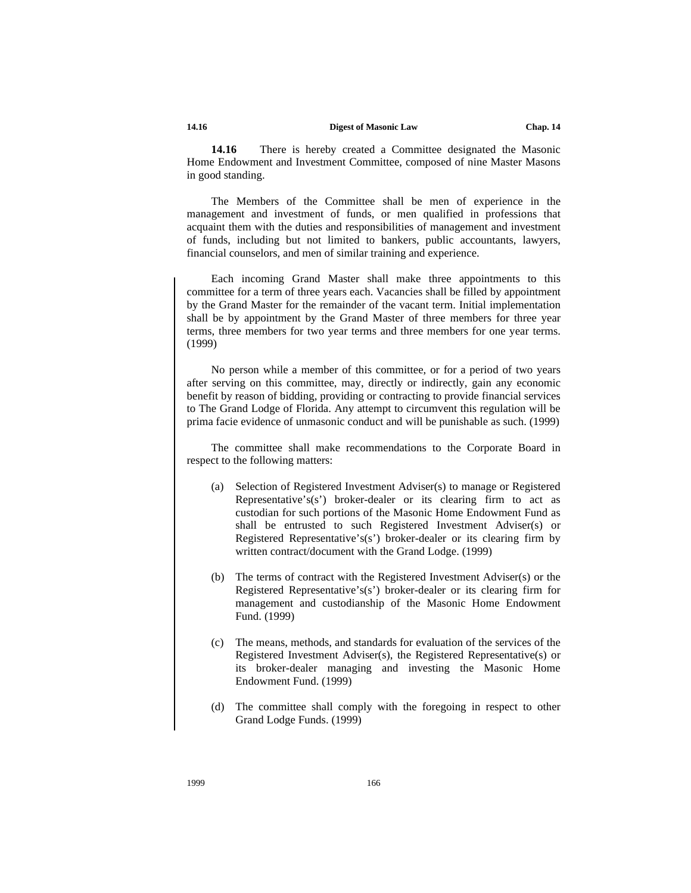**14.16** There is hereby created a Committee designated the Masonic Home Endowment and Investment Committee, composed of nine Master Masons in good standing.

The Members of the Committee shall be men of experience in the management and investment of funds, or men qualified in professions that acquaint them with the duties and responsibilities of management and investment of funds, including but not limited to bankers, public accountants, lawyers, financial counselors, and men of similar training and experience.

Each incoming Grand Master shall make three appointments to this committee for a term of three years each. Vacancies shall be filled by appointment by the Grand Master for the remainder of the vacant term. Initial implementation shall be by appointment by the Grand Master of three members for three year terms, three members for two year terms and three members for one year terms. (1999)

No person while a member of this committee, or for a period of two years after serving on this committee, may, directly or indirectly, gain any economic benefit by reason of bidding, providing or contracting to provide financial services to The Grand Lodge of Florida. Any attempt to circumvent this regulation will be prima facie evidence of unmasonic conduct and will be punishable as such. (1999)

The committee shall make recommendations to the Corporate Board in respect to the following matters:

(a) Selection of Registered Investment Adviser(s) to manage or Registered Representative's(s') broker-dealer or its clearing firm to act as custodian for such portions of the Masonic Home Endowment Fund as shall be entrusted to such Registered Investment Adviser(s) or Registered Representative's(s') broker-dealer or its clearing firm by written contract/document with the Grand Lodge. (1999)

(b) The terms of contract with the Registered Investment Adviser(s) or the Registered Representative's(s') broker-dealer or its clearing firm for management and custodianship of the Masonic Home Endowment Fund. (1999)

(c) The means, methods, and standards for evaluation of the services of the Registered Investment Adviser(s), the Registered Representative(s) or its broker-dealer managing and investing the Masonic Home Endowment Fund. (1999)

(d) The committee shall comply with the foregoing in respect to other Grand Lodge Funds. (1999)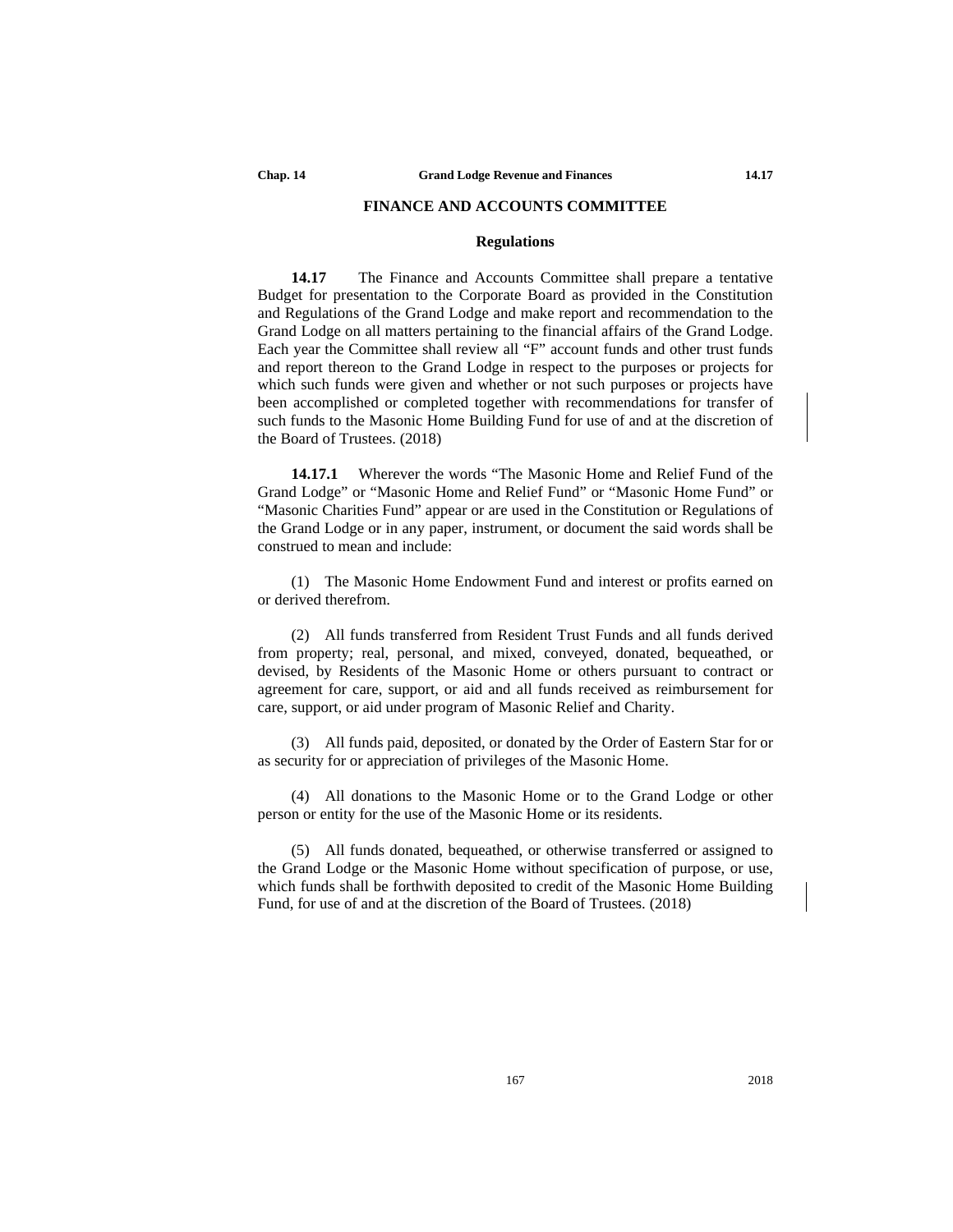## FINANCE AND ACCOUNTS COMMITTEE

### Regulations

**14.17** The Finance and Accounts Committee shall prepare a tentative Budget for presentation to the Corporate Board as provided in the Constitution and Regulations of the Grand Lodge and make report and recommendation to the Grand Lodge on all matters pertaining to the financial affairs of the Grand Lodge. Each year the Committee shall review all "F" account funds and other trust funds and report thereon to the Grand Lodge in respect to the purposes or projects for which such funds were given and whether or not such purposes or projects have been accomplished or completed together with recommendations for transfer of such funds to the Masonic Home Building Fund for use of and at the discretion of the Board of Trustees. (2018)

**14.17.1** Wherever the words "The Masonic Home and Relief Fund of the Grand Lodge" or "Masonic Home and Relief Fund" or "Masonic Home Fund" or "Masonic Charities Fund" appear or are used in the Constitution or Regulations of the Grand Lodge or in any paper, instrument, or document the said words shall be construed to mean and include:

(1) The Masonic Home Endowment Fund and interest or profits earned on or derived therefrom.

(2) All funds transferred from Resident Trust Funds and all funds derived from property; real, personal, and mixed, conveyed, donated, bequeathed, or devised, by Residents of the Masonic Home or others pursuant to contract or agreement for care, support, or aid and all funds received as reimbursement for care, support, or aid under program of Masonic Relief and Charity.

(3) All funds paid, deposited, or donated by the Order of Eastern Star for or as security for or appreciation of privileges of the Masonic Home.

(4) All donations to the Masonic Home or to the Grand Lodge or other person or entity for the use of the Masonic Home or its residents.

(5) All funds donated, bequeathed, or otherwise transferred or assigned to the Grand Lodge or the Masonic Home without specification of purpose, or use, which funds shall be forthwith deposited to credit of the Masonic Home Building Fund, for use of and at the discretion of the Board of Trustees. (2018)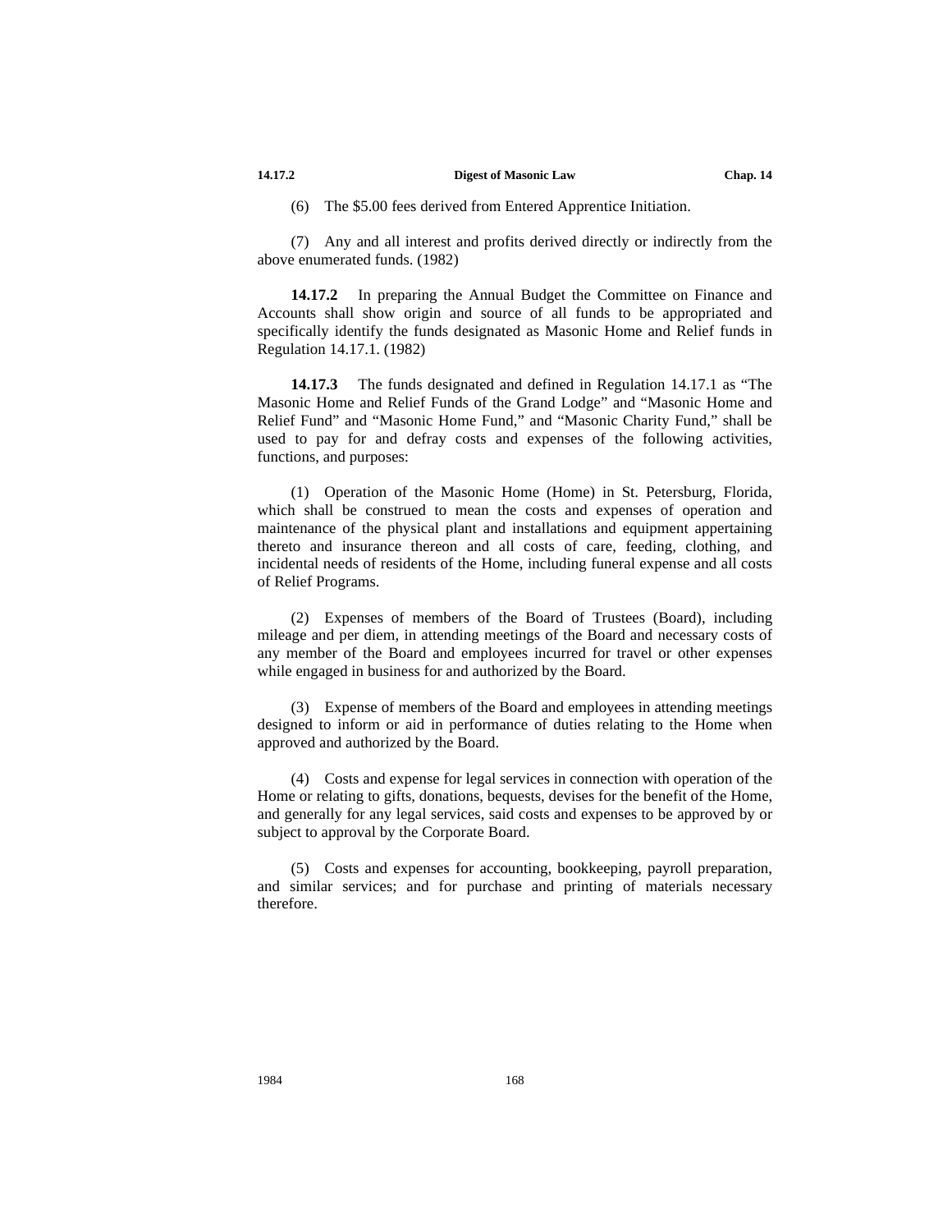(6) The $5.00 fees derived from Entered Apprentice Initiation.

(7) Any and all interest and profits derived directly or indirectly from the above enumerated funds. (1982)

**14.17.2** In preparing the Annual Budget the Committee on Finance and Accounts shall show origin and source of all funds to be appropriated and specifically identify the funds designated as Masonic Home and Relief funds in Regulation 14.17.1. (1982)

**14.17.3** The funds designated and defined in Regulation 14.17.1 as "The Masonic Home and Relief Funds of the Grand Lodge" and "Masonic Home and Relief Fund" and "Masonic Home Fund," and "Masonic Charity Fund," shall be used to pay for and defray costs and expenses of the following activities, functions, and purposes:

(1) Operation of the Masonic Home (Home) in St. Petersburg, Florida, which shall be construed to mean the costs and expenses of operation and maintenance of the physical plant and installations and equipment appertaining thereto and insurance thereon and all costs of care, feeding, clothing, and incidental needs of residents of the Home, including funeral expense and all costs of Relief Programs.

(2) Expenses of members of the Board of Trustees (Board), including mileage and per diem, in attending meetings of the Board and necessary costs of any member of the Board and employees incurred for travel or other expenses while engaged in business for and authorized by the Board.

(3) Expense of members of the Board and employees in attending meetings designed to inform or aid in performance of duties relating to the Home when approved and authorized by the Board.

(4) Costs and expense for legal services in connection with operation of the Home or relating to gifts, donations, bequests, devises for the benefit of the Home, and generally for any legal services, said costs and expenses to be approved by or subject to approval by the Corporate Board.

(5) Costs and expenses for accounting, bookkeeping, payroll preparation, and similar services; and for purchase and printing of materials necessary therefore.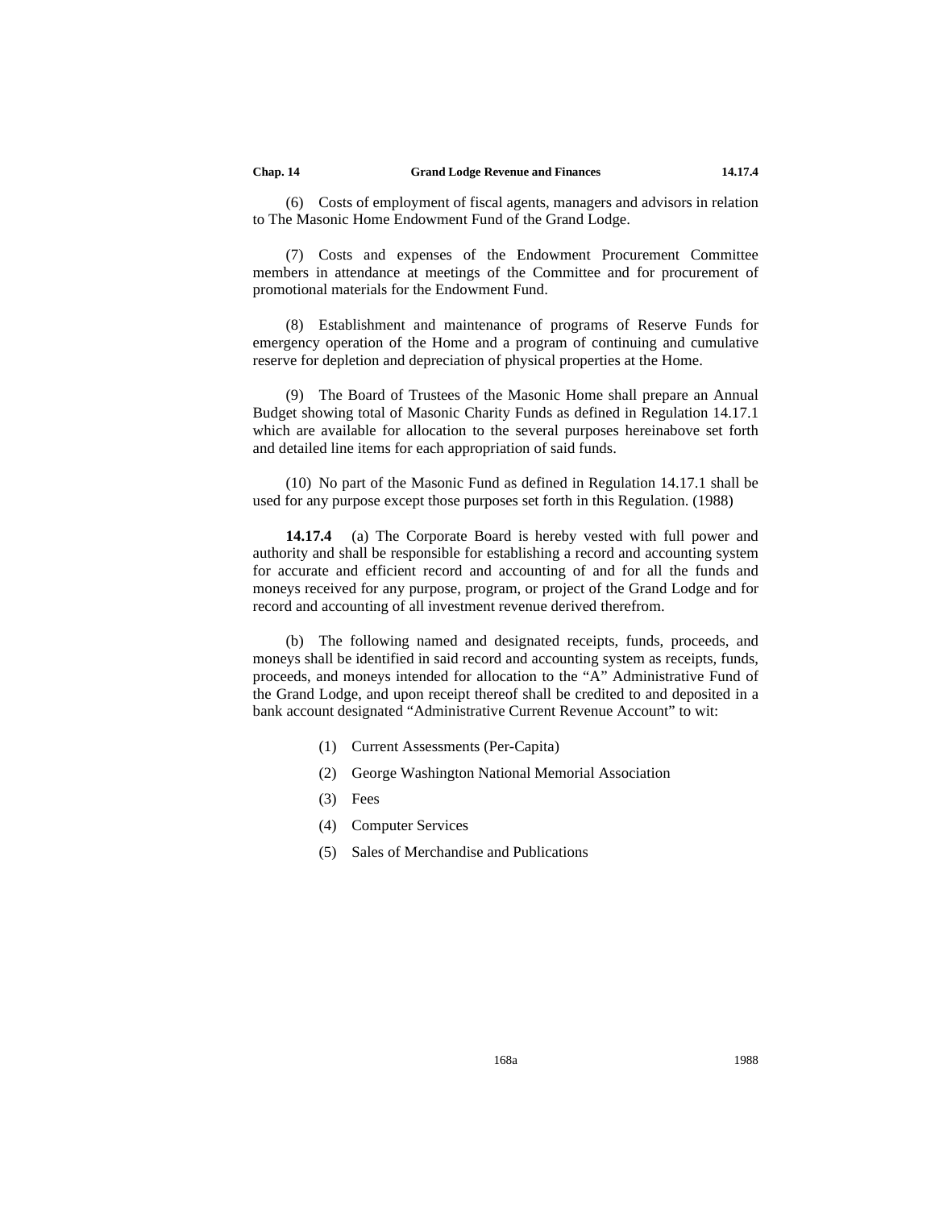(6) Costs of employment of fiscal agents, managers and advisors in relation to The Masonic Home Endowment Fund of the Grand Lodge.

(7) Costs and expenses of the Endowment Procurement Committee members in attendance at meetings of the Committee and for procurement of promotional materials for the Endowment Fund.

(8) Establishment and maintenance of programs of Reserve Funds for emergency operation of the Home and a program of continuing and cumulative reserve for depletion and depreciation of physical properties at the Home.

(9) The Board of Trustees of the Masonic Home shall prepare an Annual Budget showing total of Masonic Charity Funds as defined in Regulation 14.17.1 which are available for allocation to the several purposes hereinabove set forth and detailed line items for each appropriation of said funds.

(10) No part of the Masonic Fund as defined in Regulation 14.17.1 shall be used for any purpose except those purposes set forth in this Regulation. (1988)

**14.17.4** (a) The Corporate Board is hereby vested with full power and authority and shall be responsible for establishing a record and accounting system for accurate and efficient record and accounting of and for all the funds and moneys received for any purpose, program, or project of the Grand Lodge and for record and accounting of all investment revenue derived therefrom.

(b) The following named and designated receipts, funds, proceeds, and moneys shall be identified in said record and accounting system as receipts, funds, proceeds, and moneys intended for allocation to the "A" Administrative Fund of the Grand Lodge, and upon receipt thereof shall be credited to and deposited in a bank account designated "Administrative Current Revenue Account" to wit:

(1) Current Assessments (Per-Capita)

(2) George Washington National Memorial Association

(3) Fees

(4) Computer Services

(5) Sales of Merchandise and Publications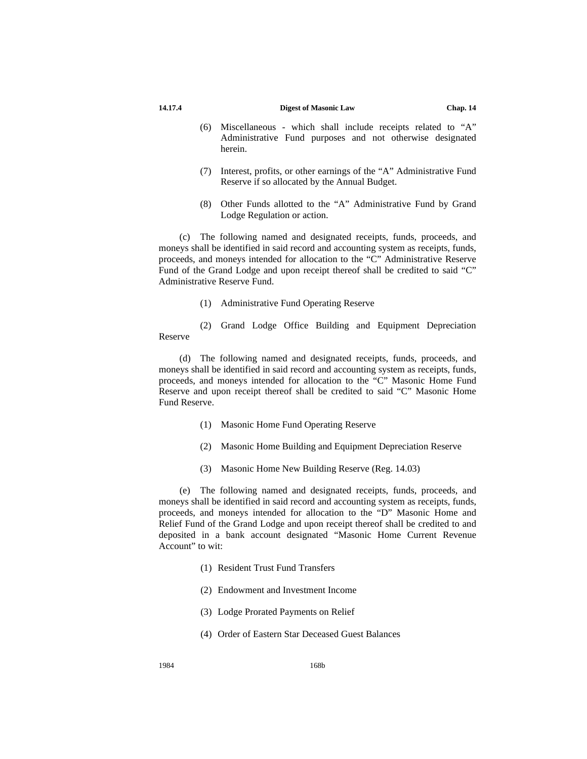(6) Miscellaneous - which shall include receipts related to “A” Administrative Fund purposes and not otherwise designated herein.

(7) Interest, profits, or other earnings of the “A” Administrative Fund Reserve if so allocated by the Annual Budget.

(8) Other Funds allotted to the “A” Administrative Fund by Grand Lodge Regulation or action.

(c) The following named and designated receipts, funds, proceeds, and moneys shall be identified in said record and accounting system as receipts, funds, proceeds, and moneys intended for allocation to the “C” Administrative Reserve Fund of the Grand Lodge and upon receipt thereof shall be credited to said “C” Administrative Reserve Fund.

(1) Administrative Fund Operating Reserve

(2) Grand Lodge Office Building and Equipment Depreciation Reserve

(d) The following named and designated receipts, funds, proceeds, and moneys shall be identified in said record and accounting system as receipts, funds, proceeds, and moneys intended for allocation to the “C” Masonic Home Fund Reserve and upon receipt thereof shall be credited to said “C” Masonic Home Fund Reserve.

(1) Masonic Home Fund Operating Reserve

(2) Masonic Home Building and Equipment Depreciation Reserve

(3) Masonic Home New Building Reserve (Reg. 14.03)

(e) The following named and designated receipts, funds, proceeds, and moneys shall be identified in said record and accounting system as receipts, funds, proceeds, and moneys intended for allocation to the “D” Masonic Home and Relief Fund of the Grand Lodge and upon receipt thereof shall be credited to and deposited in a bank account designated “Masonic Home Current Revenue Account” to wit:

(1) Resident Trust Fund Transfers

(2) Endowment and Investment Income

(3) Lodge Prorated Payments on Relief

(4) Order of Eastern Star Deceased Guest Balances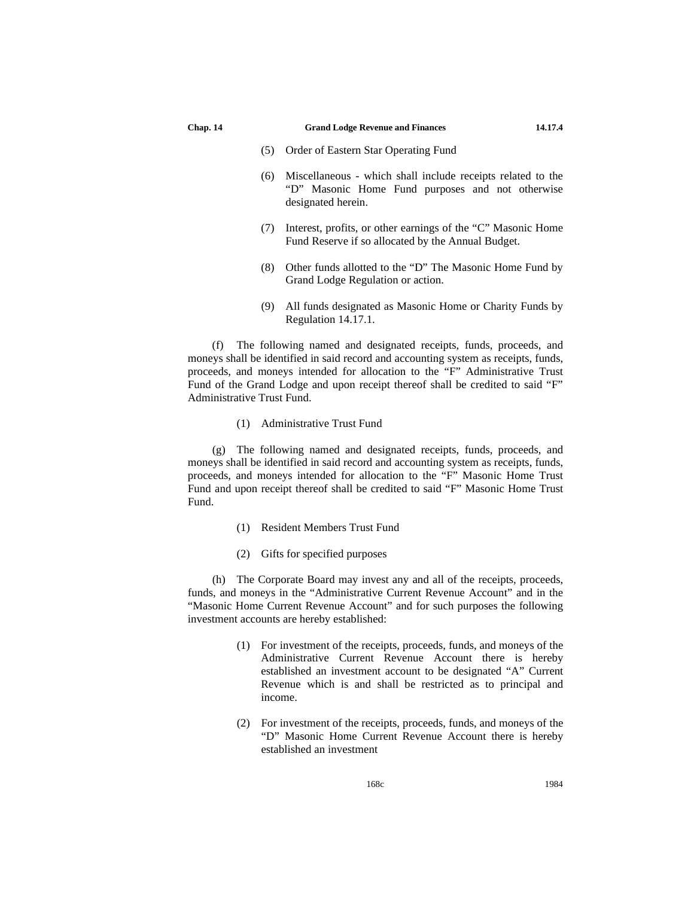(5) Order of Eastern Star Operating Fund

(6) Miscellaneous - which shall include receipts related to the "D" Masonic Home Fund purposes and not otherwise designated herein.

(7) Interest, profits, or other earnings of the "C" Masonic Home Fund Reserve if so allocated by the Annual Budget.

(8) Other funds allotted to the "D" The Masonic Home Fund by Grand Lodge Regulation or action.

(9) All funds designated as Masonic Home or Charity Funds by Regulation 14.17.1.

(f) The following named and designated receipts, funds, proceeds, and moneys shall be identified in said record and accounting system as receipts, funds, proceeds, and moneys intended for allocation to the "F" Administrative Trust Fund of the Grand Lodge and upon receipt thereof shall be credited to said "F" Administrative Trust Fund.

(1) Administrative Trust Fund

(g) The following named and designated receipts, funds, proceeds, and moneys shall be identified in said record and accounting system as receipts, funds, proceeds, and moneys intended for allocation to the "F" Masonic Home Trust Fund and upon receipt thereof shall be credited to said "F" Masonic Home Trust Fund.

(1) Resident Members Trust Fund

(2) Gifts for specified purposes

(h) The Corporate Board may invest any and all of the receipts, proceeds, funds, and moneys in the "Administrative Current Revenue Account" and in the "Masonic Home Current Revenue Account" and for such purposes the following investment accounts are hereby established:

(1) For investment of the receipts, proceeds, funds, and moneys of the Administrative Current Revenue Account there is hereby established an investment account to be designated "A" Current Revenue which is and shall be restricted as to principal and income.

(2) For investment of the receipts, proceeds, funds, and moneys of the "D" Masonic Home Current Revenue Account there is hereby established an investment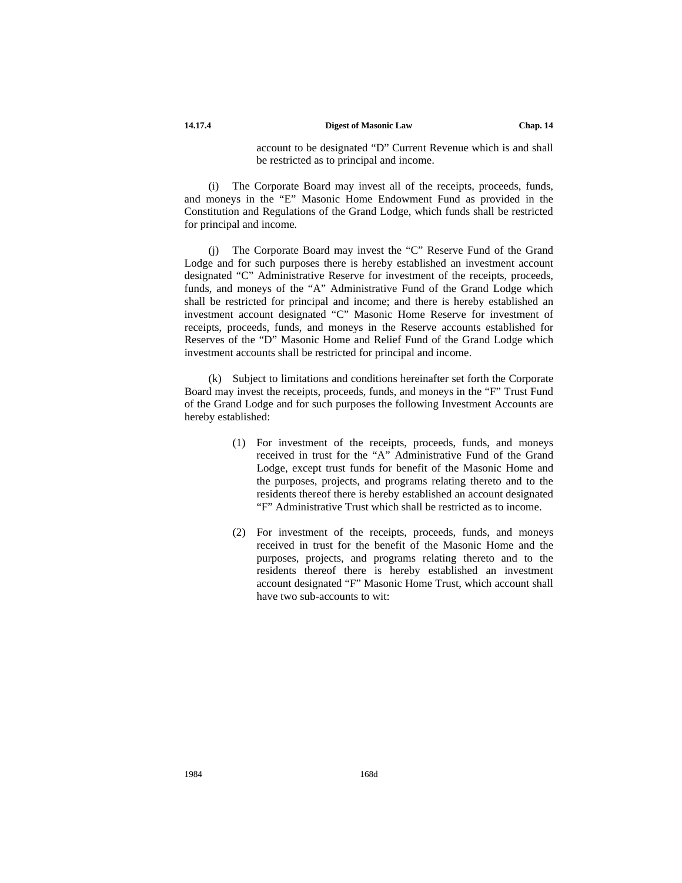account to be designated "D" Current Revenue which is and shall be restricted as to principal and income.

(i) The Corporate Board may invest all of the receipts, proceeds, funds, and moneys in the "E" Masonic Home Endowment Fund as provided in the Constitution and Regulations of the Grand Lodge, which funds shall be restricted for principal and income.

(j) The Corporate Board may invest the "C" Reserve Fund of the Grand Lodge and for such purposes there is hereby established an investment account designated "C" Administrative Reserve for investment of the receipts, proceeds, funds, and moneys of the "A" Administrative Fund of the Grand Lodge which shall be restricted for principal and income; and there is hereby established an investment account designated "C" Masonic Home Reserve for investment of receipts, proceeds, funds, and moneys in the Reserve accounts established for Reserves of the "D" Masonic Home and Relief Fund of the Grand Lodge which investment accounts shall be restricted for principal and income.

(k) Subject to limitations and conditions hereinafter set forth the Corporate Board may invest the receipts, proceeds, funds, and moneys in the "F" Trust Fund of the Grand Lodge and for such purposes the following Investment Accounts are hereby established:

(1) For investment of the receipts, proceeds, funds, and moneys received in trust for the "A" Administrative Fund of the Grand Lodge, except trust funds for benefit of the Masonic Home and the purposes, projects, and programs relating thereto and to the residents thereof there is hereby established an account designated "F" Administrative Trust which shall be restricted as to income.

(2) For investment of the receipts, proceeds, funds, and moneys received in trust for the benefit of the Masonic Home and the purposes, projects, and programs relating thereto and to the residents thereof there is hereby established an investment account designated "F" Masonic Home Trust, which account shall have two sub-accounts to wit: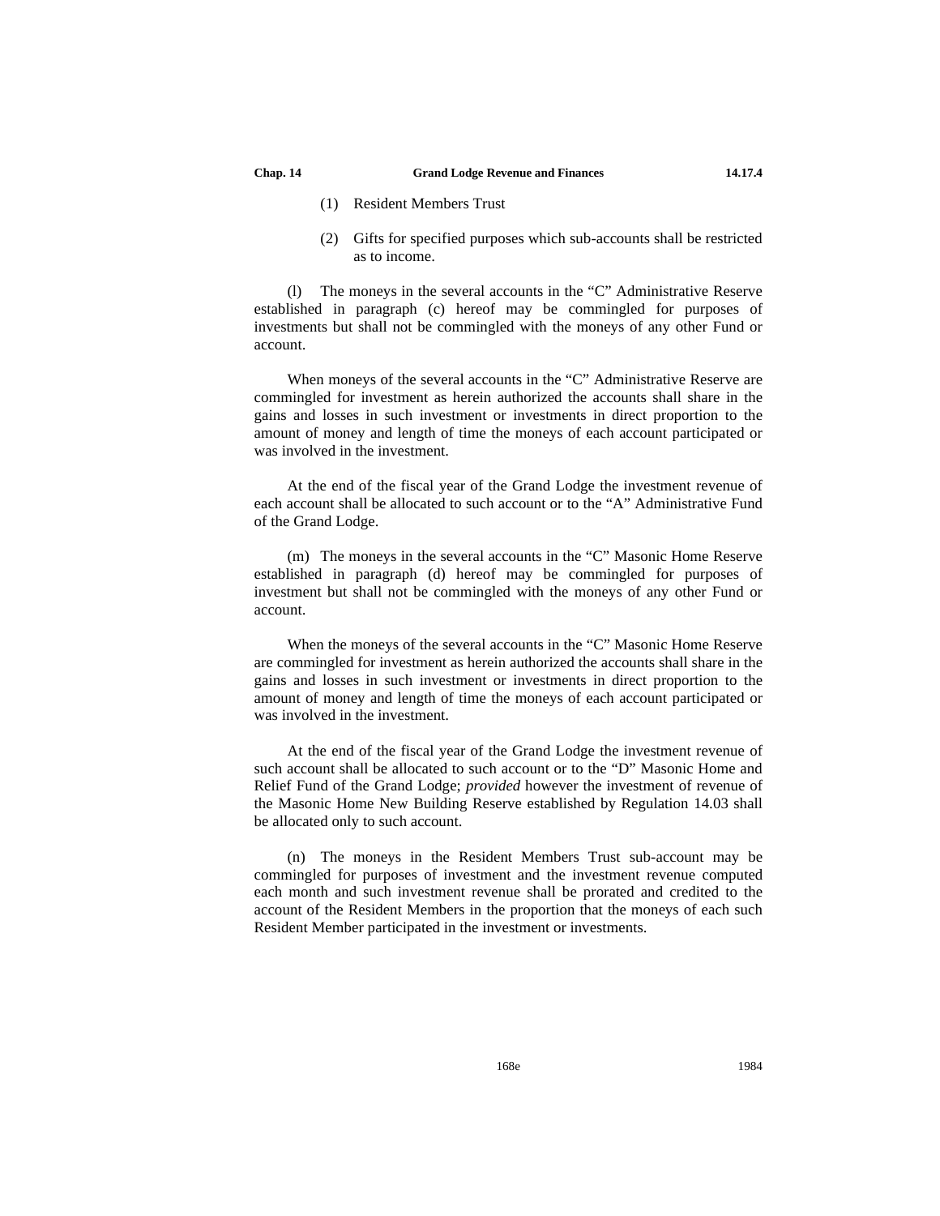(1) Resident Members Trust

(2) Gifts for specified purposes which sub-accounts shall be restricted as to income.

(l) The moneys in the several accounts in the "C" Administrative Reserve established in paragraph (c) hereof may be commingled for purposes of investments but shall not be commingled with the moneys of any other Fund or account.

When moneys of the several accounts in the "C" Administrative Reserve are commingled for investment as herein authorized the accounts shall share in the gains and losses in such investment or investments in direct proportion to the amount of money and length of time the moneys of each account participated or was involved in the investment.

At the end of the fiscal year of the Grand Lodge the investment revenue of each account shall be allocated to such account or to the "A" Administrative Fund of the Grand Lodge.

(m) The moneys in the several accounts in the "C" Masonic Home Reserve established in paragraph (d) hereof may be commingled for purposes of investment but shall not be commingled with the moneys of any other Fund or account.

When the moneys of the several accounts in the "C" Masonic Home Reserve are commingled for investment as herein authorized the accounts shall share in the gains and losses in such investment or investments in direct proportion to the amount of money and length of time the moneys of each account participated or was involved in the investment.

At the end of the fiscal year of the Grand Lodge the investment revenue of such account shall be allocated to such account or to the "D" Masonic Home and Relief Fund of the Grand Lodge; *provided* however the investment of revenue of the Masonic Home New Building Reserve established by Regulation 14.03 shall be allocated only to such account.

(n) The moneys in the Resident Members Trust sub-account may be commingled for purposes of investment and the investment revenue computed each month and such investment revenue shall be prorated and credited to the account of the Resident Members in the proportion that the moneys of each such Resident Member participated in the investment or investments.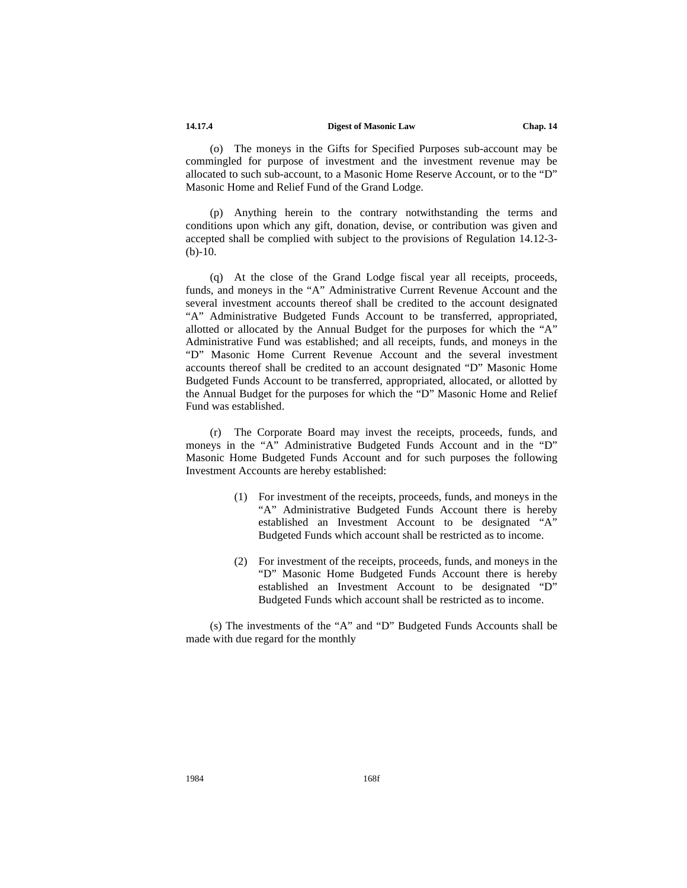(o) The moneys in the Gifts for Specified Purposes sub-account may be commingled for purpose of investment and the investment revenue may be allocated to such sub-account, to a Masonic Home Reserve Account, or to the "D" Masonic Home and Relief Fund of the Grand Lodge.

(p) Anything herein to the contrary notwithstanding the terms and conditions upon which any gift, donation, devise, or contribution was given and accepted shall be complied with subject to the provisions of Regulation 14.12-3-(b)-10.

(q) At the close of the Grand Lodge fiscal year all receipts, proceeds, funds, and moneys in the "A" Administrative Current Revenue Account and the several investment accounts thereof shall be credited to the account designated "A" Administrative Budgeted Funds Account to be transferred, appropriated, allotted or allocated by the Annual Budget for the purposes for which the "A" Administrative Fund was established; and all receipts, funds, and moneys in the "D" Masonic Home Current Revenue Account and the several investment accounts thereof shall be credited to an account designated "D" Masonic Home Budgeted Funds Account to be transferred, appropriated, allocated, or allotted by the Annual Budget for the purposes for which the "D" Masonic Home and Relief Fund was established.

(r) The Corporate Board may invest the receipts, proceeds, funds, and moneys in the "A" Administrative Budgeted Funds Account and in the "D" Masonic Home Budgeted Funds Account and for such purposes the following Investment Accounts are hereby established:

(1) For investment of the receipts, proceeds, funds, and moneys in the "A" Administrative Budgeted Funds Account there is hereby established an Investment Account to be designated "A" Budgeted Funds which account shall be restricted as to income.

(2) For investment of the receipts, proceeds, funds, and moneys in the "D" Masonic Home Budgeted Funds Account there is hereby established an Investment Account to be designated "D" Budgeted Funds which account shall be restricted as to income.

(s) The investments of the "A" and "D" Budgeted Funds Accounts shall be made with due regard for the monthly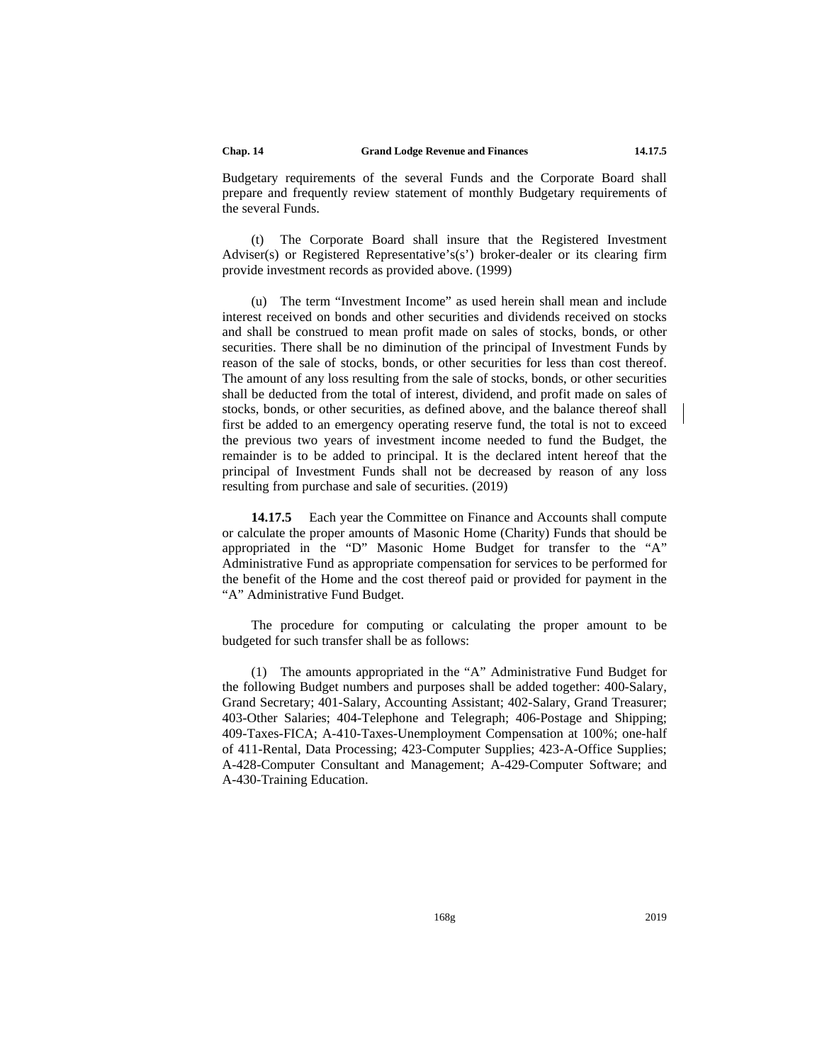Budgetary requirements of the several Funds and the Corporate Board shall prepare and frequently review statement of monthly Budgetary requirements of the several Funds.

(t) The Corporate Board shall insure that the Registered Investment Adviser(s) or Registered Representative's(s') broker-dealer or its clearing firm provide investment records as provided above. (1999)

(u) The term "Investment Income" as used herein shall mean and include interest received on bonds and other securities and dividends received on stocks and shall be construed to mean profit made on sales of stocks, bonds, or other securities. There shall be no diminution of the principal of Investment Funds by reason of the sale of stocks, bonds, or other securities for less than cost thereof. The amount of any loss resulting from the sale of stocks, bonds, or other securities shall be deducted from the total of interest, dividend, and profit made on sales of stocks, bonds, or other securities, as defined above, and the balance thereof shall first be added to an emergency operating reserve fund, the total is not to exceed the previous two years of investment income needed to fund the Budget, the remainder is to be added to principal. It is the declared intent hereof that the principal of Investment Funds shall not be decreased by reason of any loss resulting from purchase and sale of securities. (2019)

**14.17.5** Each year the Committee on Finance and Accounts shall compute or calculate the proper amounts of Masonic Home (Charity) Funds that should be appropriated in the "D" Masonic Home Budget for transfer to the "A" Administrative Fund as appropriate compensation for services to be performed for the benefit of the Home and the cost thereof paid or provided for payment in the "A" Administrative Fund Budget.

The procedure for computing or calculating the proper amount to be budgeted for such transfer shall be as follows:

(1) The amounts appropriated in the "A" Administrative Fund Budget for the following Budget numbers and purposes shall be added together: 400-Salary, Grand Secretary; 401-Salary, Accounting Assistant; 402-Salary, Grand Treasurer; 403-Other Salaries; 404-Telephone and Telegraph; 406-Postage and Shipping; 409-Taxes-FICA; A-410-Taxes-Unemployment Compensation at 100%; one-half of 411-Rental, Data Processing; 423-Computer Supplies; 423-A-Office Supplies; A-428-Computer Consultant and Management; A-429-Computer Software; and A-430-Training Education.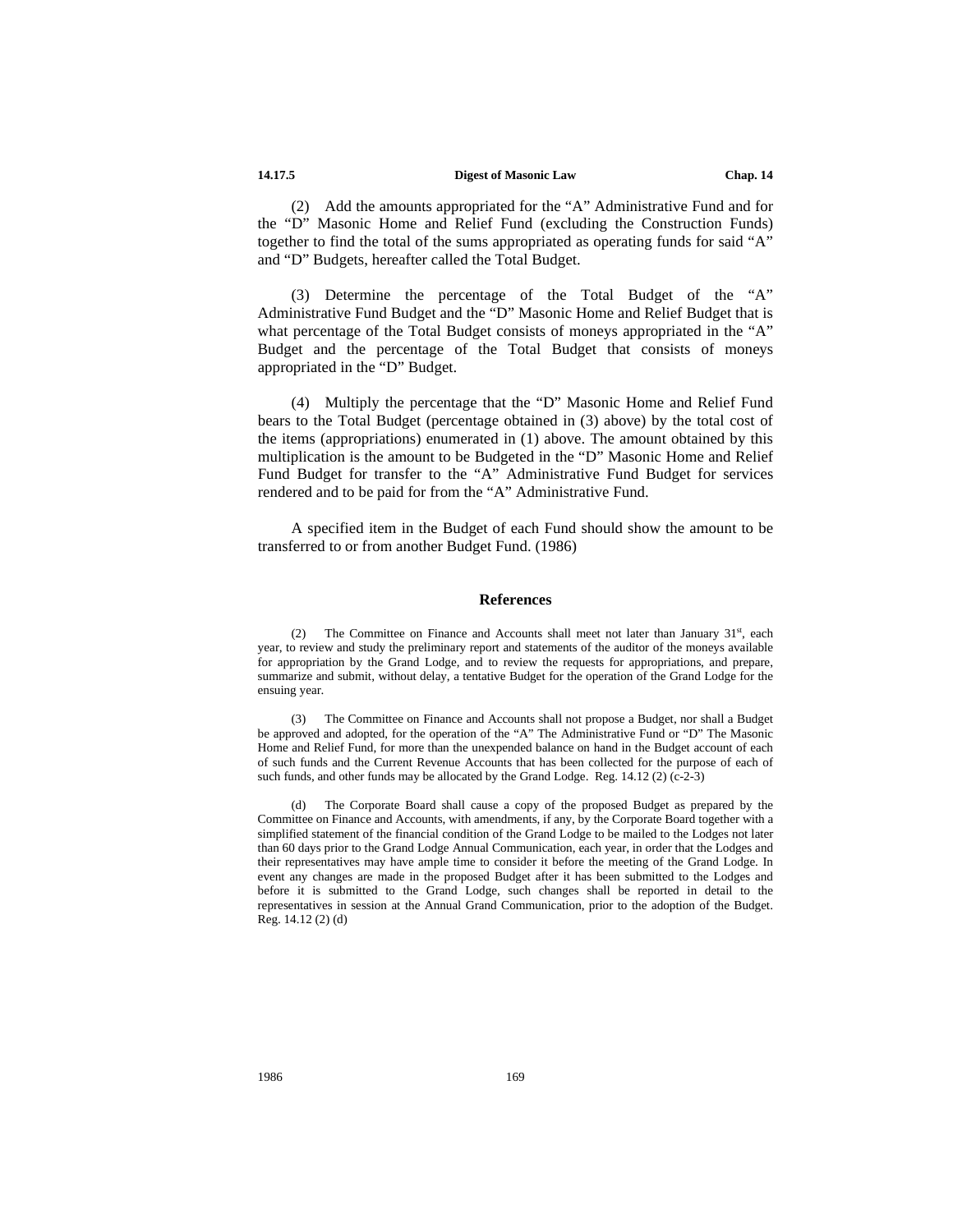(2) Add the amounts appropriated for the "A" Administrative Fund and for the "D" Masonic Home and Relief Fund (excluding the Construction Funds) together to find the total of the sums appropriated as operating funds for said "A" and "D" Budgets, hereafter called the Total Budget.

(3) Determine the percentage of the Total Budget of the "A" Administrative Fund Budget and the "D" Masonic Home and Relief Budget that is what percentage of the Total Budget consists of moneys appropriated in the "A" Budget and the percentage of the Total Budget that consists of moneys appropriated in the "D" Budget.

(4) Multiply the percentage that the "D" Masonic Home and Relief Fund bears to the Total Budget (percentage obtained in (3) above) by the total cost of the items (appropriations) enumerated in (1) above. The amount obtained by this multiplication is the amount to be Budgeted in the "D" Masonic Home and Relief Fund Budget for transfer to the "A" Administrative Fund Budget for services rendered and to be paid for from the "A" Administrative Fund.

A specified item in the Budget of each Fund should show the amount to be transferred to or from another Budget Fund. (1986)

### References

(2) The Committee on Finance and Accounts shall meet not later than January 31st, each year, to review and study the preliminary report and statements of the auditor of the moneys available for appropriation by the Grand Lodge, and to review the requests for appropriations, and prepare, summarize and submit, without delay, a tentative Budget for the operation of the Grand Lodge for the ensuing year.

(3) The Committee on Finance and Accounts shall not propose a Budget, nor shall a Budget be approved and adopted, for the operation of the "A" The Administrative Fund or "D" The Masonic Home and Relief Fund, for more than the unexpended balance on hand in the Budget account of each of such funds and the Current Revenue Accounts that has been collected for the purpose of each of such funds, and other funds may be allocated by the Grand Lodge. Reg. 14.12 (2) (c-2-3)

(d) The Corporate Board shall cause a copy of the proposed Budget as prepared by the Committee on Finance and Accounts, with amendments, if any, by the Corporate Board together with a simplified statement of the financial condition of the Grand Lodge to be mailed to the Lodges not later than 60 days prior to the Grand Lodge Annual Communication, each year, in order that the Lodges and their representatives may have ample time to consider it before the meeting of the Grand Lodge. In event any changes are made in the proposed Budget after it has been submitted to the Lodges and before it is submitted to the Grand Lodge, such changes shall be reported in detail to the representatives in session at the Annual Grand Communication, prior to the adoption of the Budget. Reg. 14.12 (2) (d)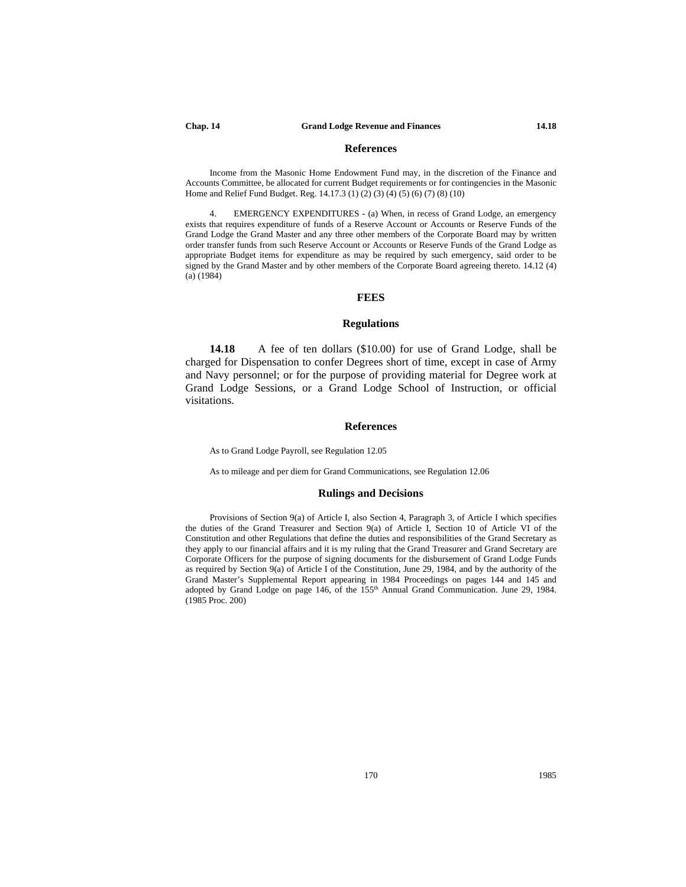### References

Income from the Masonic Home Endowment Fund may, in the discretion of the Finance and Accounts Committee, be allocated for current Budget requirements or for contingencies in the Masonic Home and Relief Fund Budget. Reg. 14.17.3 (1) (2) (3) (4) (5) (6) (7) (8) (10)

4. EMERGENCY EXPENDITURES - (a) When, in recess of Grand Lodge, an emergency exists that requires expenditure of funds of a Reserve Account or Accounts or Reserve Funds of the Grand Lodge the Grand Master and any three other members of the Corporate Board may by written order transfer funds from such Reserve Account or Accounts or Reserve Funds of the Grand Lodge as appropriate Budget items for expenditure as may be required by such emergency, said order to be signed by the Grand Master and by other members of the Corporate Board agreeing thereto. 14.12 (4) (a) (1984)

## FEES

### Regulations

**14.18** A fee of ten dollars ($10.00) for use of Grand Lodge, shall be charged for Dispensation to confer Degrees short of time, except in case of Army and Navy personnel; or for the purpose of providing material for Degree work at Grand Lodge Sessions, or a Grand Lodge School of Instruction, or official visitations.

### References

As to Grand Lodge Payroll, see Regulation 12.05

As to mileage and per diem for Grand Communications, see Regulation 12.06

### Rulings and Decisions

Provisions of Section 9(a) of Article I, also Section 4, Paragraph 3, of Article I which specifies the duties of the Grand Treasurer and Section 9(a) of Article I, Section 10 of Article VI of the Constitution and other Regulations that define the duties and responsibilities of the Grand Secretary as they apply to our financial affairs and it is my ruling that the Grand Treasurer and Grand Secretary are Corporate Officers for the purpose of signing documents for the disbursement of Grand Lodge Funds as required by Section 9(a) of Article I of the Constitution, June 29, 1984, and by the authority of the Grand Master's Supplemental Report appearing in 1984 Proceedings on pages 144 and 145 and adopted by Grand Lodge on page 146, of the 155th Annual Grand Communication. June 29, 1984. (1985 Proc. 200)